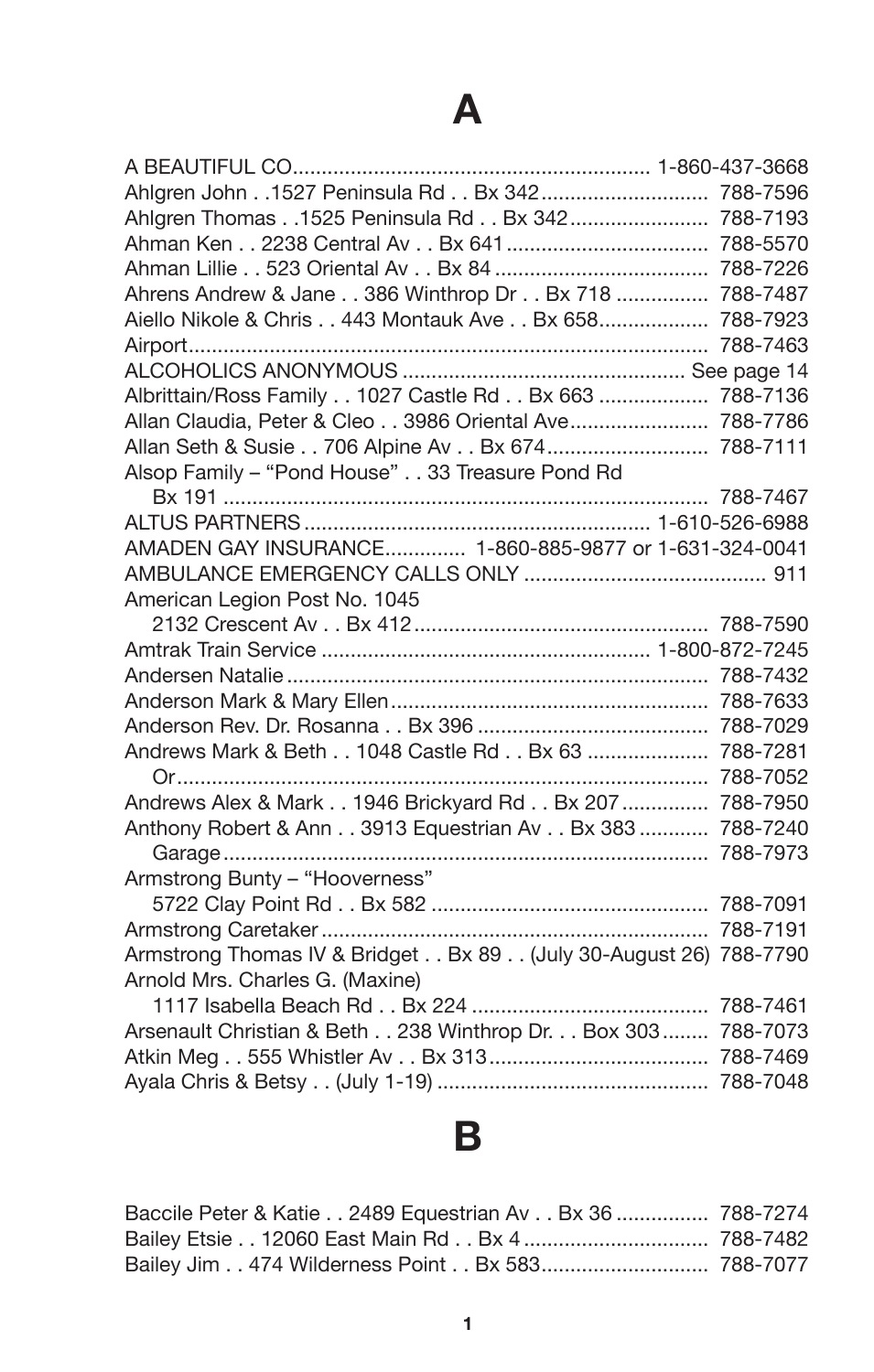# A

A BEAUTIFUL CO............................................................. 1-860-437-3668
Ahlgren John . .1527 Peninsula Rd . . Bx 342............................ 788-7596
Ahlgren Thomas . .1525 Peninsula Rd . . Bx 342........................ 788-7193
Ahman Ken . . 2238 Central Av . . Bx 641.................................. 788-5570
Ahman Lillie . . 523 Oriental Av . . Bx 84.................................... 788-7226
Ahrens Andrew & Jane . . 386 Winthrop Dr . . Bx 718 ............... 788-7487
Aiello Nikole & Chris . . 443 Montauk Ave . . Bx 658.................. 788-7923
Airport........................................................................................ 788-7463
ALCOHOLICS ANONYMOUS ................................................ See page 14
Albrittain/Ross Family . . 1027 Castle Rd . . Bx 663 .................. 788-7136
Allan Claudia, Peter & Cleo . . 3986 Oriental Ave....................... 788-7786
Allan Seth & Susie . . 706 Alpine Av . . Bx 674........................... 788-7111
Alsop Family – "Pond House" . . 33 Treasure Pond Rd
    Bx 191 .................................................................................. 788-7467
ALTUS PARTNERS.......................................................... 1-610-526-6988
AMADEN GAY INSURANCE............. 1-860-885-9877 or 1-631-324-0041
AMBULANCE EMERGENCY CALLS ONLY .......................................... 911
American Legion Post No. 1045
    2132 Crescent Av . . Bx 412.................................................. 788-7590
Amtrak Train Service ....................................................... 1-800-872-7245
Andersen Natalie........................................................................ 788-7432
Anderson Mark & Mary Ellen...................................................... 788-7633
Anderson Rev. Dr. Rosanna . . Bx 396 ........................................ 788-7029
Andrews Mark & Beth . . 1048 Castle Rd . . Bx 63 .................... 788-7281
    Or.......................................................................................... 788-7052
Andrews Alex & Mark . . 1946 Brickyard Rd . . Bx 207............... 788-7950
Anthony Robert & Ann . . 3913 Equestrian Av . . Bx 383............ 788-7240
    Garage.................................................................................. 788-7973
Armstrong Bunty – "Hooverness"
    5722 Clay Point Rd . . Bx 582 ............................................... 788-7091
Armstrong Caretaker.................................................................. 788-7191
Armstrong Thomas IV & Bridget . . Bx 89 . . (July 30-August 26) 788-7790
Arnold Mrs. Charles G. (Maxine)
    1117 Isabella Beach Rd . . Bx 224 ........................................ 788-7461
Arsenault Christian & Beth . . 238 Winthrop Dr. . . Box 303........ 788-7073
Atkin Meg . . 555 Whistler Av . . Bx 313..................................... 788-7469
Ayala Chris & Betsy . . (July 1-19) .............................................. 788-7048

# B

Baccile Peter & Katie . . 2489 Equestrian Av . . Bx 36 ............... 788-7274
Bailey Etsie . . 12060 East Main Rd . . Bx 4................................ 788-7482
Bailey Jim . . 474 Wilderness Point . . Bx 583............................. 788-7077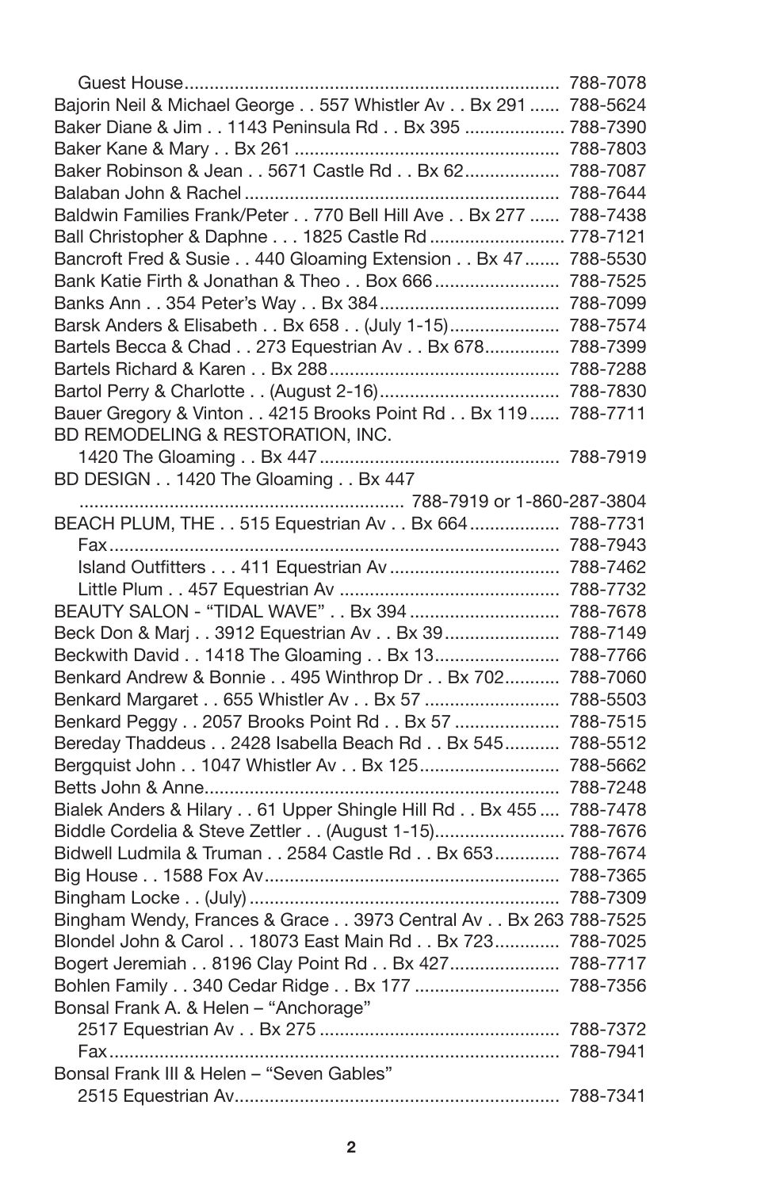Guest House........................................................................... 788-7078
Bajorin Neil & Michael George . . 557 Whistler Av . . Bx 291 ...... 788-5624
Baker Diane & Jim . . 1143 Peninsula Rd . . Bx 395 .................... 788-7390
Baker Kane & Mary . . Bx 261 ..................................................... 788-7803
Baker Robinson & Jean . . 5671 Castle Rd . . Bx 62................... 788-7087
Balaban John & Rachel ............................................................... 788-7644
Baldwin Families Frank/Peter . . 770 Bell Hill Ave . . Bx 277 ...... 788-7438
Ball Christopher & Daphne . . . 1825 Castle Rd ........................... 778-7121
Bancroft Fred & Susie . . 440 Gloaming Extension . . Bx 47....... 788-5530
Bank Katie Firth & Jonathan & Theo . . Box 666......................... 788-7525
Banks Ann . . 354 Peter's Way . . Bx 384.................................... 788-7099
Barsk Anders & Elisabeth . . Bx 658 . . (July 1-15)...................... 788-7574
Bartels Becca & Chad . . 273 Equestrian Av . . Bx 678............... 788-7399
Bartels Richard & Karen . . Bx 288.............................................. 788-7288
Bartol Perry & Charlotte . . (August 2-16).................................... 788-7830
Bauer Gregory & Vinton . . 4215 Brooks Point Rd . . Bx 119...... 788-7711
BD REMODELING & RESTORATION, INC.
1420 The Gloaming . . Bx 447 ................................................ 788-7919
BD DESIGN . . 1420 The Gloaming . . Bx 447
................................................................. 788-7919 or 1-860-287-3804
BEACH PLUM, THE . . 515 Equestrian Av . . Bx 664.................. 788-7731
Fax......................................................................................... 788-7943
Island Outfitters . . . 411 Equestrian Av .................................. 788-7462
Little Plum . . 457 Equestrian Av ............................................ 788-7732
BEAUTY SALON - "TIDAL WAVE" . . Bx 394 .............................. 788-7678
Beck Don & Marj . . 3912 Equestrian Av . . Bx 39....................... 788-7149
Beckwith David . . 1418 The Gloaming . . Bx 13......................... 788-7766
Benkard Andrew & Bonnie . . 495 Winthrop Dr . . Bx 702........... 788-7060
Benkard Margaret . . 655 Whistler Av . . Bx 57 ........................... 788-5503
Benkard Peggy . . 2057 Brooks Point Rd . . Bx 57 ..................... 788-7515
Bereday Thaddeus . . 2428 Isabella Beach Rd . . Bx 545........... 788-5512
Bergquist John . . 1047 Whistler Av . . Bx 125............................ 788-5662
Betts John & Anne....................................................................... 788-7248
Bialek Anders & Hilary . . 61 Upper Shingle Hill Rd . . Bx 455 .... 788-7478
Biddle Cordelia & Steve Zettler . . (August 1-15).......................... 788-7676
Bidwell Ludmila & Truman . . 2584 Castle Rd . . Bx 653............. 788-7674
Big House . . 1588 Fox Av........................................................... 788-7365
Bingham Locke . . (July).............................................................. 788-7309
Bingham Wendy, Frances & Grace . . 3973 Central Av . . Bx 263 788-7525
Blondel John & Carol . . 18073 East Main Rd . . Bx 723............. 788-7025
Bogert Jeremiah . . 8196 Clay Point Rd . . Bx 427...................... 788-7717
Bohlen Family . . 340 Cedar Ridge . . Bx 177 ............................. 788-7356
Bonsal Frank A. & Helen – "Anchorage"
2517 Equestrian Av . . Bx 275 ................................................ 788-7372
Fax......................................................................................... 788-7941
Bonsal Frank III & Helen – "Seven Gables"
2515 Equestrian Av................................................................. 788-7341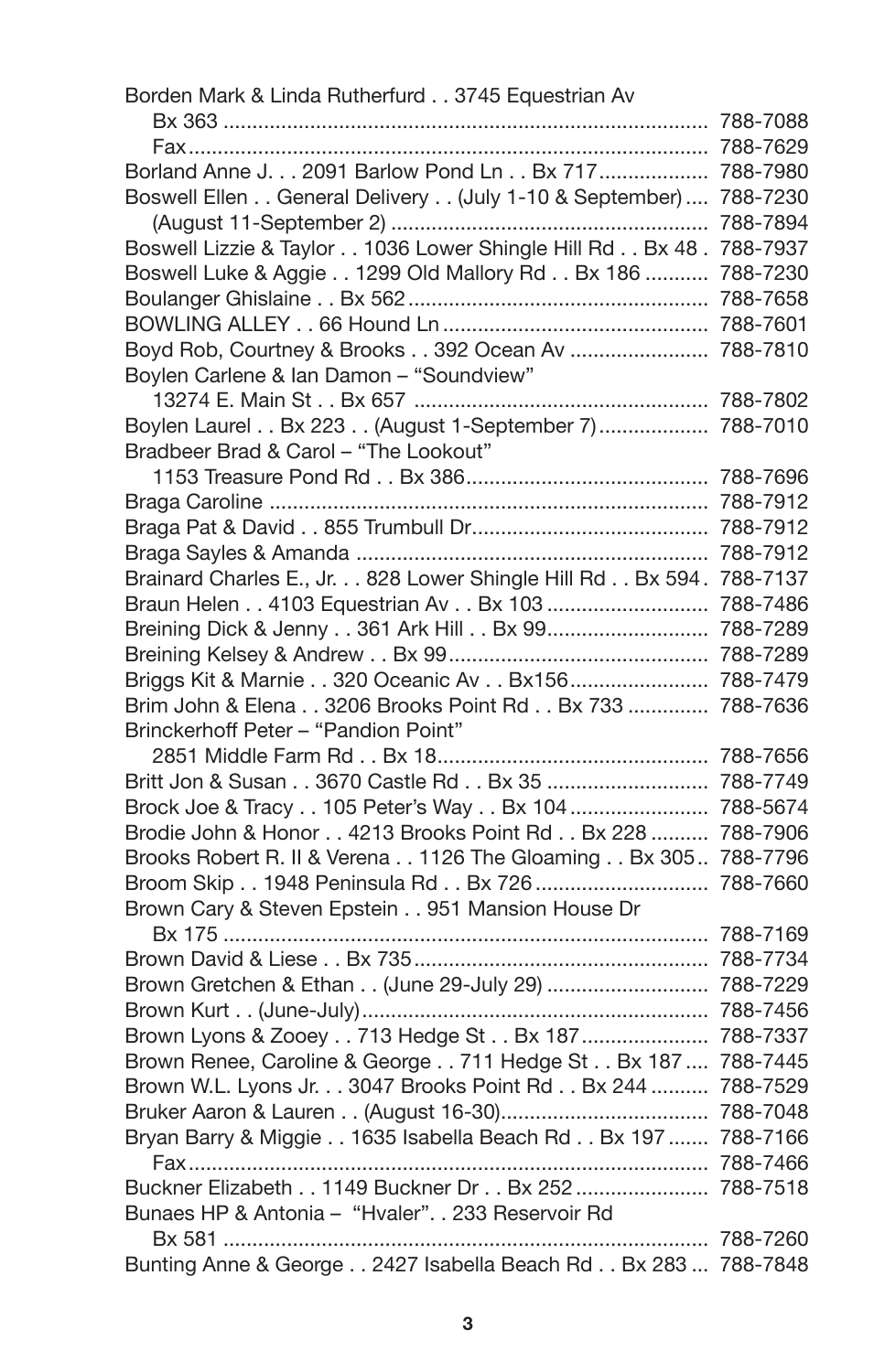Borden Mark & Linda Rutherfurd . . 3745 Equestrian Av
    Bx 363 .................................................................................... 788-7088
    Fax......................................................................................... 788-7629
Borland Anne J. . . 2091 Barlow Pond Ln . . Bx 717.................... 788-7980
Boswell Ellen . . General Delivery . . (July 1-10 & September).... 788-7230
    (August 11-September 2) ...................................................... 788-7894
Boswell Lizzie & Taylor . . 1036 Lower Shingle Hill Rd . . Bx 48 . 788-7937
Boswell Luke & Aggie . . 1299 Old Mallory Rd . . Bx 186 ........... 788-7230
Boulanger Ghislaine . . Bx 562..................................................... 788-7658
BOWLING ALLEY . . 66 Hound Ln............................................... 788-7601
Boyd Rob, Courtney & Brooks . . 392 Ocean Av ........................ 788-7810
Boylen Carlene & Ian Damon – “Soundview”
    13274 E. Main St . . Bx 657 .................................................... 788-7802
Boylen Laurel . . Bx 223 . . (August 1-September 7)................... 788-7010
Bradbeer Brad & Carol – “The Lookout”
    1153 Treasure Pond Rd . . Bx 386........................................... 788-7696
Braga Caroline ............................................................................. 788-7912
Braga Pat & David . . 855 Trumbull Dr......................................... 788-7912
Braga Sayles & Amanda ............................................................... 788-7912
Brainard Charles E., Jr. . . 828 Lower Shingle Hill Rd . . Bx 594 . 788-7137
Braun Helen . . 4103 Equestrian Av . . Bx 103 ............................ 788-7486
Breining Dick & Jenny . . 361 Ark Hill . . Bx 99............................ 788-7289
Breining Kelsey & Andrew . . Bx 99.............................................. 788-7289
Briggs Kit & Marnie . . 320 Oceanic Av . . Bx156......................... 788-7479
Brim John & Elena . . 3206 Brooks Point Rd . . Bx 733 .............. 788-7636
Brinckerhoff Peter – “Pandion Point”
    2851 Middle Farm Rd . . Bx 18............................................... 788-7656
Britt Jon & Susan . . 3670 Castle Rd . . Bx 35 ............................ 788-7749
Brock Joe & Tracy . . 105 Peter’s Way . . Bx 104........................ 788-5674
Brodie John & Honor . . 4213 Brooks Point Rd . . Bx 228 .......... 788-7906
Brooks Robert R. II & Verena . . 1126 The Gloaming . . Bx 305.. 788-7796
Broom Skip . . 1948 Peninsula Rd . . Bx 726 .............................. 788-7660
Brown Cary & Steven Epstein . . 951 Mansion House Dr
    Bx 175 .................................................................................... 788-7169
Brown David & Liese . . Bx 735.................................................... 788-7734
Brown Gretchen & Ethan . . (June 29-July 29) ............................ 788-7229
Brown Kurt . . (June-July)............................................................. 788-7456
Brown Lyons & Zooey . . 713 Hedge St . . Bx 187....................... 788-7337
Brown Renee, Caroline & George . . 711 Hedge St . . Bx 187 .... 788-7445
Brown W.L. Lyons Jr. . . 3047 Brooks Point Rd . . Bx 244 .......... 788-7529
Bruker Aaron & Lauren . . (August 16-30).................................... 788-7048
Bryan Barry & Miggie . . 1635 Isabella Beach Rd . . Bx 197 ....... 788-7166
    Fax......................................................................................... 788-7466
Buckner Elizabeth . . 1149 Buckner Dr . . Bx 252 ....................... 788-7518
Bunaes HP & Antonia – “Hvaler”. . 233 Reservoir Rd
    Bx 581 .................................................................................... 788-7260
Bunting Anne & George . . 2427 Isabella Beach Rd . . Bx 283 ... 788-7848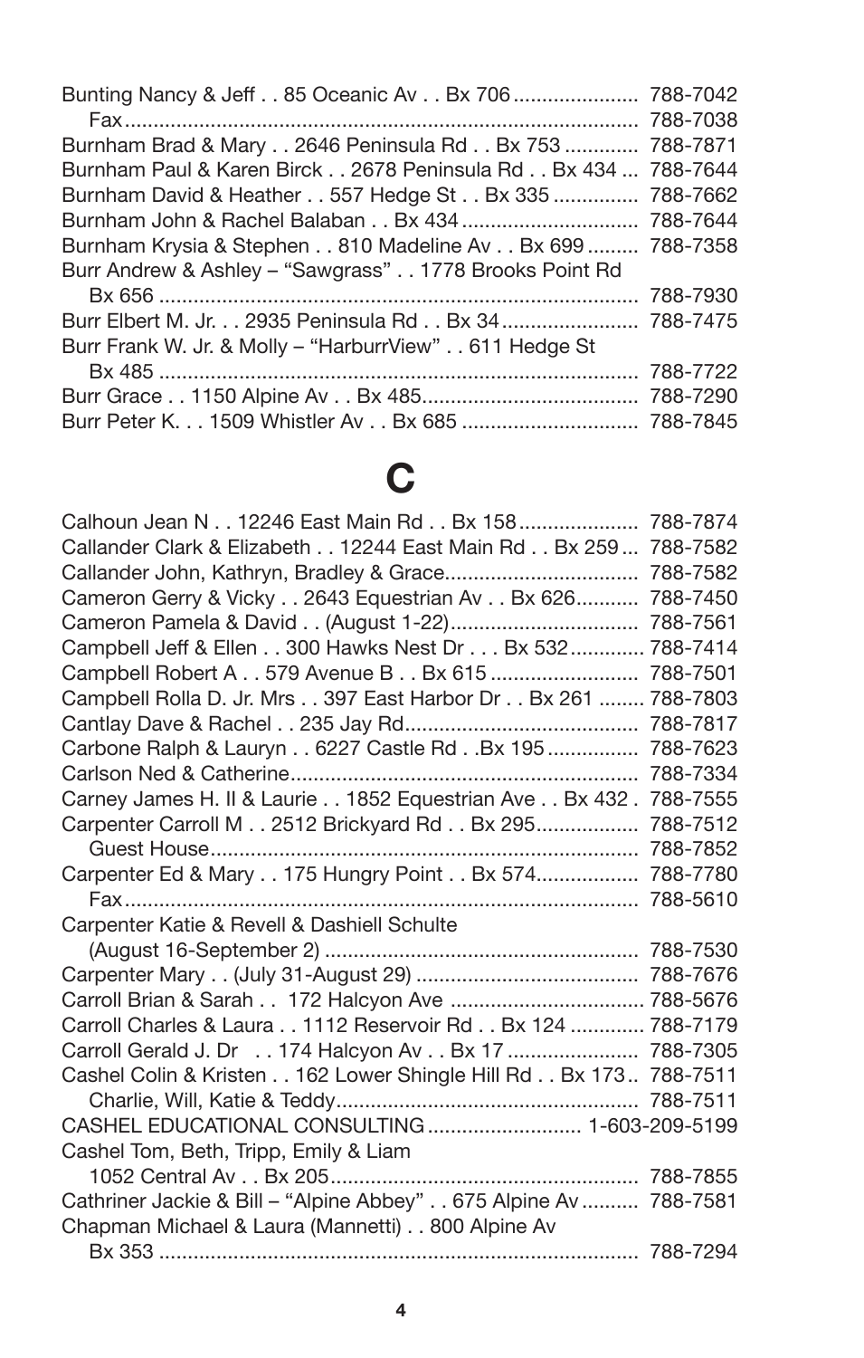Bunting Nancy & Jeff . . 85 Oceanic Av . . Bx 706 ...................... 788-7042
Fax ........................................................................................ 788-7038
Burnham Brad & Mary . . 2646 Peninsula Rd . . Bx 753 ............. 788-7871
Burnham Paul & Karen Birck . . 2678 Peninsula Rd . . Bx 434 ... 788-7644
Burnham David & Heather . . 557 Hedge St . . Bx 335 ............... 788-7662
Burnham John & Rachel Balaban . . Bx 434 ............................... 788-7644
Burnham Krysia & Stephen . . 810 Madeline Av . . Bx 699 ......... 788-7358
Burr Andrew & Ashley – "Sawgrass" . . 1778 Brooks Point Rd
Bx 656 ................................................................................... 788-7930
Burr Elbert M. Jr. . . 2935 Peninsula Rd . . Bx 34 ........................ 788-7475
Burr Frank W. Jr. & Molly – "HarburrView" . . 611 Hedge St
Bx 485 ................................................................................... 788-7722
Burr Grace . . 1150 Alpine Av . . Bx 485 ...................................... 788-7290
Burr Peter K. . . 1509 Whistler Av . . Bx 685 ............................... 788-7845

# C

Calhoun Jean N . . 12246 East Main Rd . . Bx 158 ..................... 788-7874
Callander Clark & Elizabeth . . 12244 East Main Rd . . Bx 259 ... 788-7582
Callander John, Kathryn, Bradley & Grace ................................. 788-7582
Cameron Gerry & Vicky . . 2643 Equestrian Av . . Bx 626 ........... 788-7450
Cameron Pamela & David . . (August 1-22) ................................. 788-7561
Campbell Jeff & Ellen . . 300 Hawks Nest Dr . . . Bx 532 ............. 788-7414
Campbell Robert A . . 579 Avenue B . . Bx 615 .......................... 788-7501
Campbell Rolla D. Jr. Mrs . . 397 East Harbor Dr . . Bx 261 ........ 788-7803
Cantlay Dave & Rachel . . 235 Jay Rd ......................................... 788-7817
Carbone Ralph & Lauryn . . 6227 Castle Rd . .Bx 195 ................ 788-7623
Carlson Ned & Catherine ............................................................. 788-7334
Carney James H. II & Laurie . . 1852 Equestrian Ave . . Bx 432 . 788-7555
Carpenter Carroll M . . 2512 Brickyard Rd . . Bx 295 .................. 788-7512
Guest House .......................................................................... 788-7852
Carpenter Ed & Mary . . 175 Hungry Point . . Bx 574 .................. 788-7780
Fax ........................................................................................ 788-5610
Carpenter Katie & Revell & Dashiell Schulte
(August 16-September 2) ....................................................... 788-7530
Carpenter Mary . . (July 31-August 29) ....................................... 788-7676
Carroll Brian & Sarah . . 172 Halcyon Ave .................................. 788-5676
Carroll Charles & Laura . . 1112 Reservoir Rd . . Bx 124 ............. 788-7179
Carroll Gerald J. Dr . . 174 Halcyon Av . . Bx 17 ....................... 788-7305
Cashel Colin & Kristen . . 162 Lower Shingle Hill Rd . . Bx 173 .. 788-7511
Charlie, Will, Katie & Teddy ..................................................... 788-7511
CASHEL EDUCATIONAL CONSULTING ........................... 1-603-209-5199
Cashel Tom, Beth, Tripp, Emily & Liam
1052 Central Av . . Bx 205 ...................................................... 788-7855
Cathriner Jackie & Bill – "Alpine Abbey" . . 675 Alpine Av .......... 788-7581
Chapman Michael & Laura (Mannetti) . . 800 Alpine Av
Bx 353 ................................................................................... 788-7294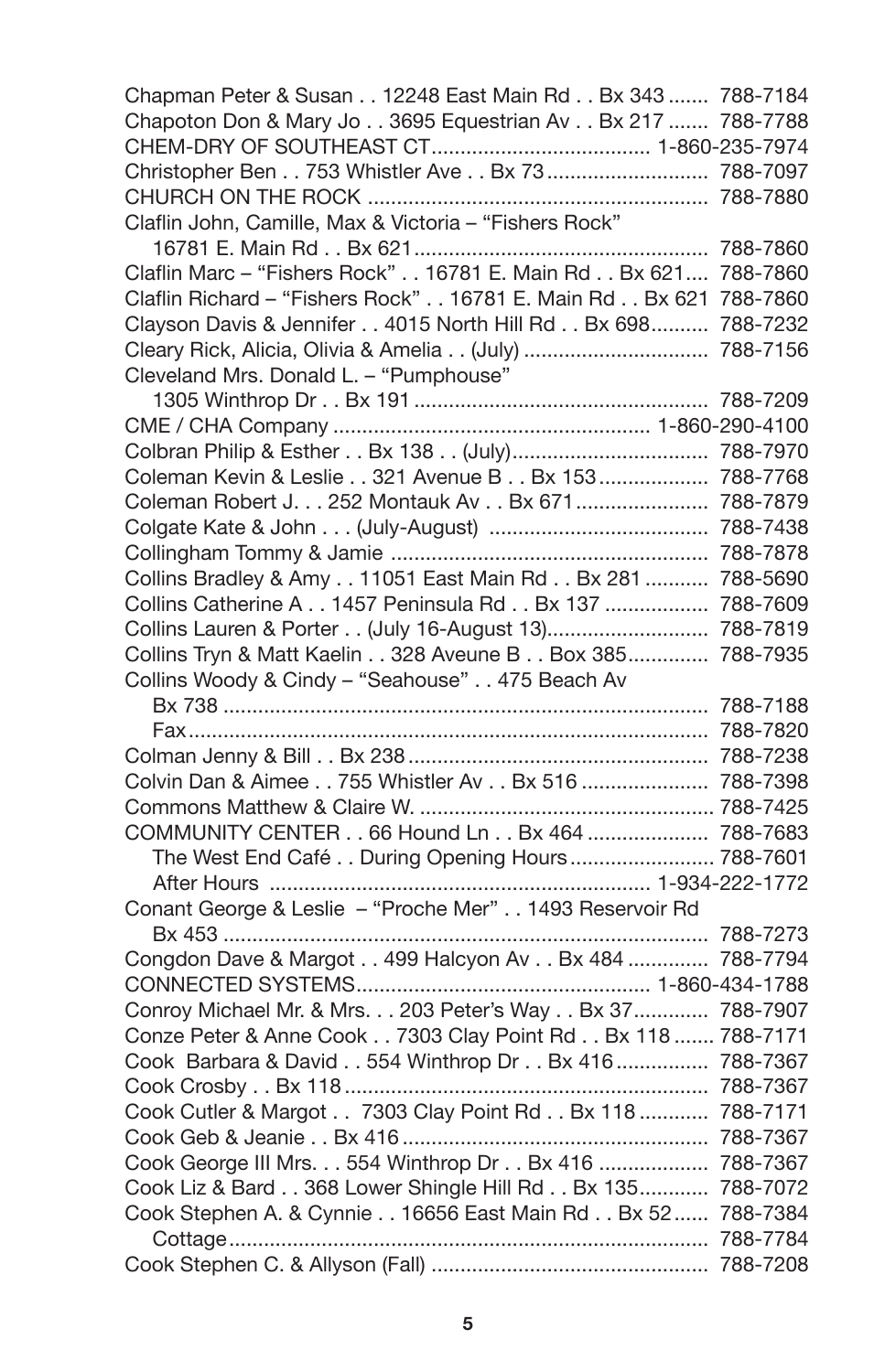Chapman Peter & Susan . . 12248 East Main Rd . . Bx 343 ....... 788-7184
Chapoton Don & Mary Jo . . 3695 Equestrian Av . . Bx 217 ....... 788-7788
CHEM-DRY OF SOUTHEAST CT...................................... 1-860-235-7974
Christopher Ben . . 753 Whistler Ave . . Bx 73............................ 788-7097
CHURCH ON THE ROCK ........................................................... 788-7880
Claflin John, Camille, Max & Victoria – "Fishers Rock"
    16781 E. Main Rd . . Bx 621................................................... 788-7860
Claflin Marc – "Fishers Rock" . . 16781 E. Main Rd . . Bx 621.... 788-7860
Claflin Richard – "Fishers Rock" . . 16781 E. Main Rd . . Bx 621 788-7860
Clayson Davis & Jennifer . . 4015 North Hill Rd . . Bx 698.......... 788-7232
Cleary Rick, Alicia, Olivia & Amelia . . (July) ................................ 788-7156
Cleveland Mrs. Donald L. – "Pumphouse"
    1305 Winthrop Dr . . Bx 191 ................................................... 788-7209
CME / CHA Company ....................................................... 1-860-290-4100
Colbran Philip & Esther . . Bx 138 . . (July).................................. 788-7970
Coleman Kevin & Leslie . . 321 Avenue B . . Bx 153................... 788-7768
Coleman Robert J. . . 252 Montauk Av . . Bx 671....................... 788-7879
Colgate Kate & John . . . (July-August) ...................................... 788-7438
Collingham Tommy & Jamie ....................................................... 788-7878
Collins Bradley & Amy . . 11051 East Main Rd . . Bx 281 ........... 788-5690
Collins Catherine A . . 1457 Peninsula Rd . . Bx 137 .................. 788-7609
Collins Lauren & Porter . . (July 16-August 13)............................ 788-7819
Collins Tryn & Matt Kaelin . . 328 Aveune B . . Box 385.............. 788-7935
Collins Woody & Cindy – "Seahouse" . . 475 Beach Av
    Bx 738 ................................................................................... 788-7188
    Fax........................................................................................ 788-7820
Colman Jenny & Bill . . Bx 238.................................................... 788-7238
Colvin Dan & Aimee . . 755 Whistler Av . . Bx 516 ...................... 788-7398
Commons Matthew & Claire W. ................................................... 788-7425
COMMUNITY CENTER . . 66 Hound Ln . . Bx 464 ..................... 788-7683
    The West End Café . . During Opening Hours......................... 788-7601
    After Hours ................................................................ 1-934-222-1772
Conant George & Leslie – "Proche Mer" . . 1493 Reservoir Rd
    Bx 453 ................................................................................... 788-7273
Congdon Dave & Margot . . 499 Halcyon Av . . Bx 484 .............. 788-7794
CONNECTED SYSTEMS................................................. 1-860-434-1788
Conroy Michael Mr. & Mrs. . . 203 Peter's Way . . Bx 37............. 788-7907
Conze Peter & Anne Cook . . 7303 Clay Point Rd . . Bx 118 ....... 788-7171
Cook Barbara & David . . 554 Winthrop Dr . . Bx 416................ 788-7367
Cook Crosby . . Bx 118.............................................................. 788-7367
Cook Cutler & Margot . . 7303 Clay Point Rd . . Bx 118 ............ 788-7171
Cook Geb & Jeanie . . Bx 416..................................................... 788-7367
Cook George III Mrs. . . 554 Winthrop Dr . . Bx 416 ................... 788-7367
Cook Liz & Bard . . 368 Lower Shingle Hill Rd . . Bx 135............ 788-7072
Cook Stephen A. & Cynnie . . 16656 East Main Rd . . Bx 52...... 788-7384
    Cottage.................................................................................. 788-7784
Cook Stephen C. & Allyson (Fall) ................................................ 788-7208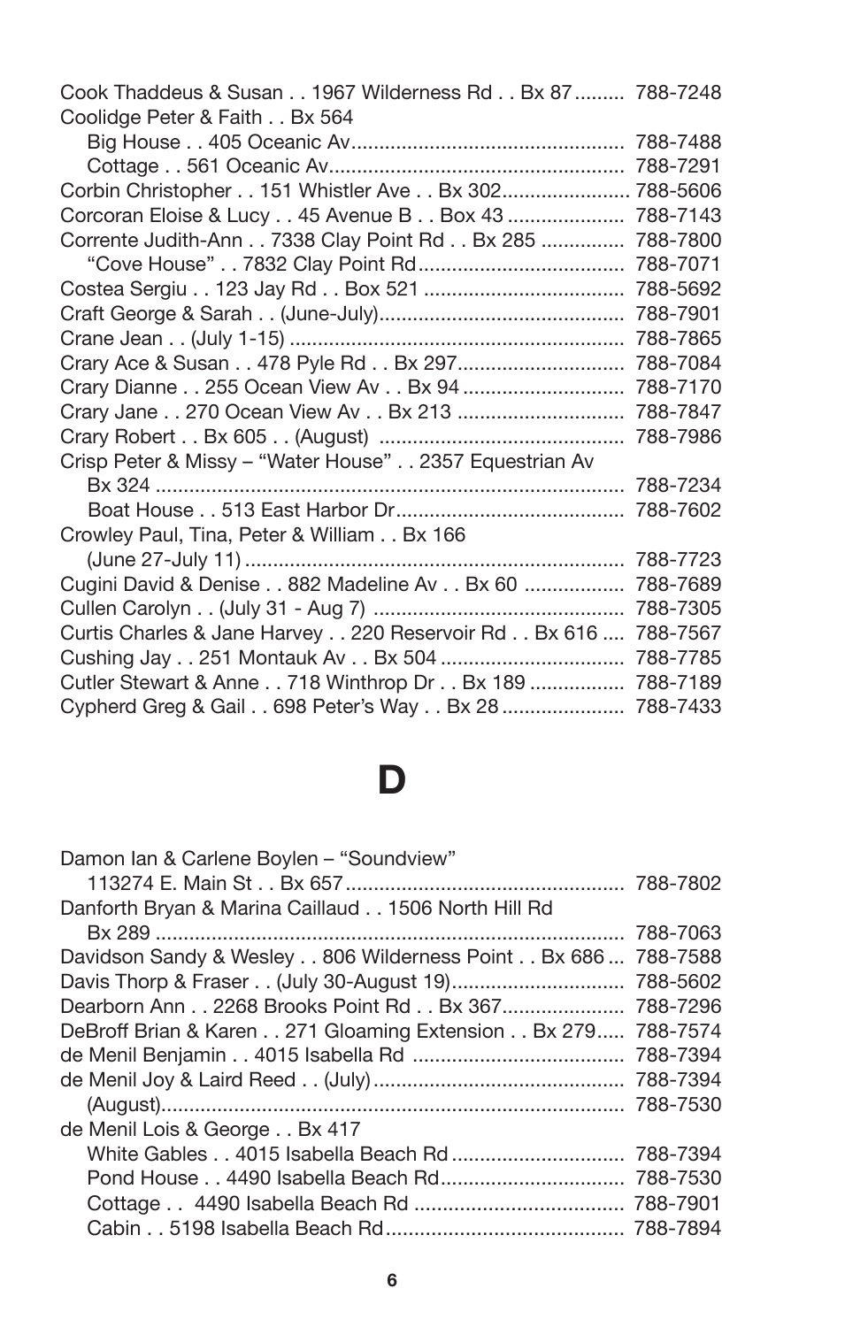Cook Thaddeus & Susan . . 1967 Wilderness Rd . . Bx 87......... 788-7248
Coolidge Peter & Faith . . Bx 564
    Big House . . 405 Oceanic Av................................................ 788-7488
    Cottage . . 561 Oceanic Av.................................................... 788-7291
Corbin Christopher . . 151 Whistler Ave . . Bx 302....................... 788-5606
Corcoran Eloise & Lucy . . 45 Avenue B . . Box 43 ..................... 788-7143
Corrente Judith-Ann . . 7338 Clay Point Rd . . Bx 285 ............... 788-7800
    "Cove House" . . 7832 Clay Point Rd..................................... 788-7071
Costea Sergiu . . 123 Jay Rd . . Box 521 .................................... 788-5692
Craft George & Sarah . . (June-July)........................................... 788-7901
Crane Jean . . (July 1-15) ........................................................... 788-7865
Crary Ace & Susan . . 478 Pyle Rd . . Bx 297.............................. 788-7084
Crary Dianne . . 255 Ocean View Av . . Bx 94 ............................. 788-7170
Crary Jane . . 270 Ocean View Av . . Bx 213 .............................. 788-7847
Crary Robert . . Bx 605 . . (August) ............................................ 788-7986
Crisp Peter & Missy – "Water House" . . 2357 Equestrian Av
    Bx 324 .................................................................................... 788-7234
    Boat House . . 513 East Harbor Dr......................................... 788-7602
Crowley Paul, Tina, Peter & William . . Bx 166
    (June 27-July 11) ................................................................... 788-7723
Cugini David & Denise . . 882 Madeline Av . . Bx 60 .................. 788-7689
Cullen Carolyn . . (July 31 - Aug 7) ............................................ 788-7305
Curtis Charles & Jane Harvey . . 220 Reservoir Rd . . Bx 616 .... 788-7567
Cushing Jay . . 251 Montauk Av . . Bx 504 ................................. 788-7785
Cutler Stewart & Anne . . 718 Winthrop Dr . . Bx 189 ................. 788-7189
Cypherd Greg & Gail . . 698 Peter's Way . . Bx 28 ...................... 788-7433

# D

Damon Ian & Carlene Boylen – "Soundview"
    113274 E. Main St . . Bx 657................................................. 788-7802
Danforth Bryan & Marina Caillaud . . 1506 North Hill Rd
    Bx 289 .................................................................................... 788-7063
Davidson Sandy & Wesley . . 806 Wilderness Point . . Bx 686 ... 788-7588
Davis Thorp & Fraser . . (July 30-August 19)............................... 788-5602
Dearborn Ann . . 2268 Brooks Point Rd . . Bx 367...................... 788-7296
DeBroff Brian & Karen . . 271 Gloaming Extension . . Bx 279..... 788-7574
de Menil Benjamin . . 4015 Isabella Rd ...................................... 788-7394
de Menil Joy & Laird Reed . . (July)............................................. 788-7394
    (August)................................................................................... 788-7530
de Menil Lois & George . . Bx 417
    White Gables . . 4015 Isabella Beach Rd ............................... 788-7394
    Pond House . . 4490 Isabella Beach Rd................................. 788-7530
    Cottage . . 4490 Isabella Beach Rd ...................................... 788-7901
    Cabin . . 5198 Isabella Beach Rd.......................................... 788-7894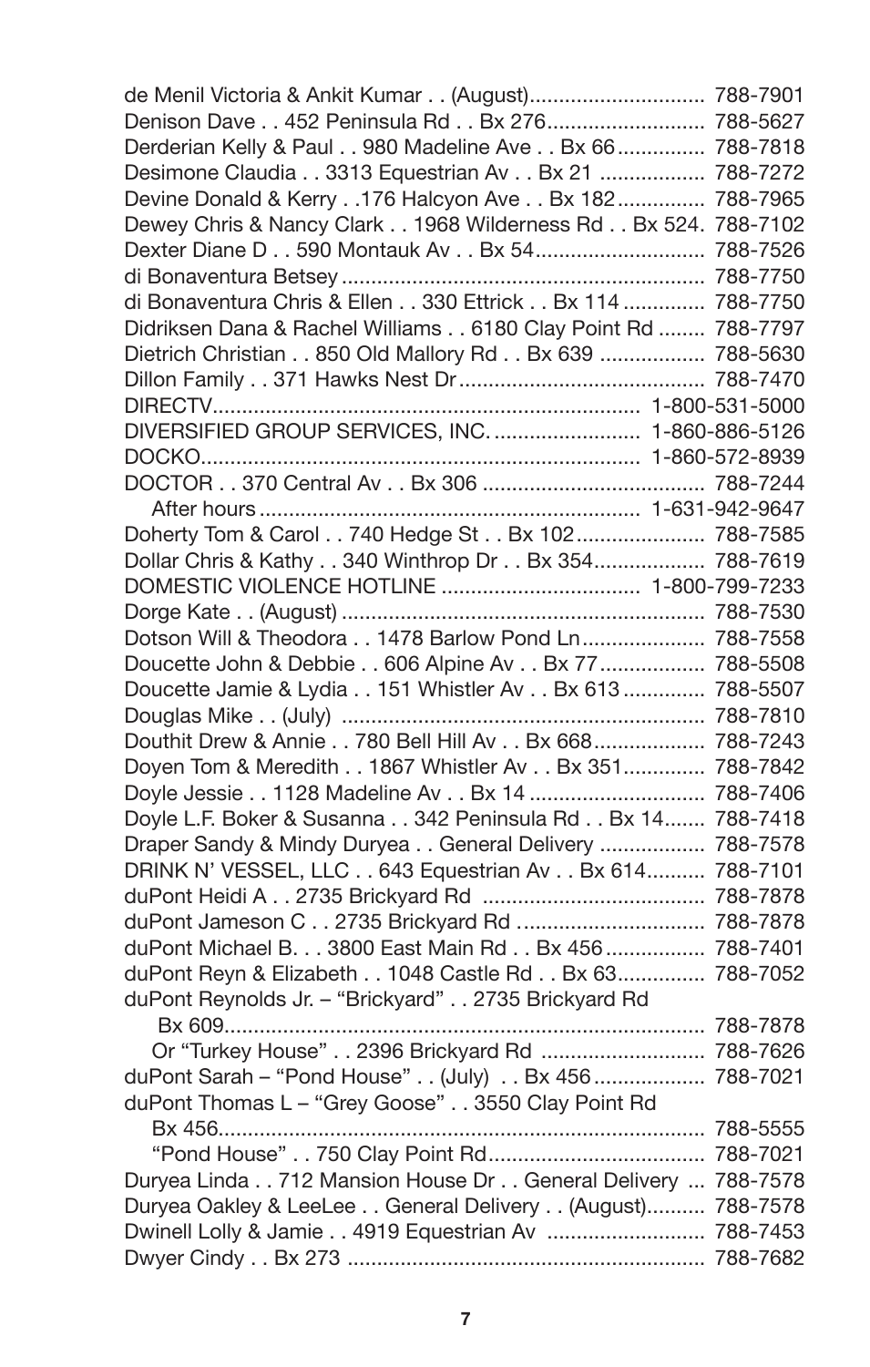de Menil Victoria & Ankit Kumar . . (August).............................. 788-7901
Denison Dave . . 452 Peninsula Rd . . Bx 276........................... 788-5627
Derderian Kelly & Paul . . 980 Madeline Ave . . Bx 66............... 788-7818
Desimone Claudia . . 3313 Equestrian Av . . Bx 21 .................. 788-7272
Devine Donald & Kerry . .176 Halcyon Ave . . Bx 182............... 788-7965
Dewey Chris & Nancy Clark . . 1968 Wilderness Rd . . Bx 524. 788-7102
Dexter Diane D . . 590 Montauk Av . . Bx 54............................. 788-7526
di Bonaventura Betsey .............................................................. 788-7750
di Bonaventura Chris & Ellen . . 330 Ettrick . . Bx 114 .............. 788-7750
Didriksen Dana & Rachel Williams . . 6180 Clay Point Rd ........ 788-7797
Dietrich Christian . . 850 Old Mallory Rd . . Bx 639 .................. 788-5630
Dillon Family . . 371 Hawks Nest Dr.......................................... 788-7470
DIRECTV....................................................................... 1-800-531-5000
DIVERSIFIED GROUP SERVICES, INC. ......................... 1-860-886-5126
DOCKO........................................................................ 1-860-572-8939
DOCTOR . . 370 Central Av . . Bx 306 ...................................... 788-7244
After hours ............................................................... 1-631-942-9647
Doherty Tom & Carol . . 740 Hedge St . . Bx 102...................... 788-7585
Dollar Chris & Kathy . . 340 Winthrop Dr . . Bx 354................... 788-7619
DOMESTIC VIOLENCE HOTLINE ................................. 1-800-799-7233
Dorge Kate . . (August) .............................................................. 788-7530
Dotson Will & Theodora . . 1478 Barlow Pond Ln..................... 788-7558
Doucette John & Debbie . . 606 Alpine Av . . Bx 77.................. 788-5508
Doucette Jamie & Lydia . . 151 Whistler Av . . Bx 613 .............. 788-5507
Douglas Mike . . (July) .............................................................. 788-7810
Douthit Drew & Annie . . 780 Bell Hill Av . . Bx 668................... 788-7243
Doyen Tom & Meredith . . 1867 Whistler Av . . Bx 351.............. 788-7842
Doyle Jessie . . 1128 Madeline Av . . Bx 14 .............................. 788-7406
Doyle L.F. Boker & Susanna . . 342 Peninsula Rd . . Bx 14....... 788-7418
Draper Sandy & Mindy Duryea . . General Delivery .................. 788-7578
DRINK N' VESSEL, LLC . . 643 Equestrian Av . . Bx 614.......... 788-7101
duPont Heidi A . . 2735 Brickyard Rd ...................................... 788-7878
duPont Jameson C . . 2735 Brickyard Rd ................................ 788-7878
duPont Michael B. . . 3800 East Main Rd . . Bx 456 ................. 788-7401
duPont Reyn & Elizabeth . . 1048 Castle Rd . . Bx 63............... 788-7052
duPont Reynolds Jr. – "Brickyard" . . 2735 Brickyard Rd
Bx 609.................................................................................. 788-7878
Or "Turkey House" . . 2396 Brickyard Rd ............................ 788-7626
duPont Sarah – "Pond House" . . (July) . . Bx 456................... 788-7021
duPont Thomas L – "Grey Goose" . . 3550 Clay Point Rd
Bx 456................................................................................... 788-5555
"Pond House" . . 750 Clay Point Rd..................................... 788-7021
Duryea Linda . . 712 Mansion House Dr . . General Delivery ... 788-7578
Duryea Oakley & LeeLee . . General Delivery . . (August).......... 788-7578
Dwinell Lolly & Jamie . . 4919 Equestrian Av ........................... 788-7453
Dwyer Cindy . . Bx 273 ............................................................. 788-7682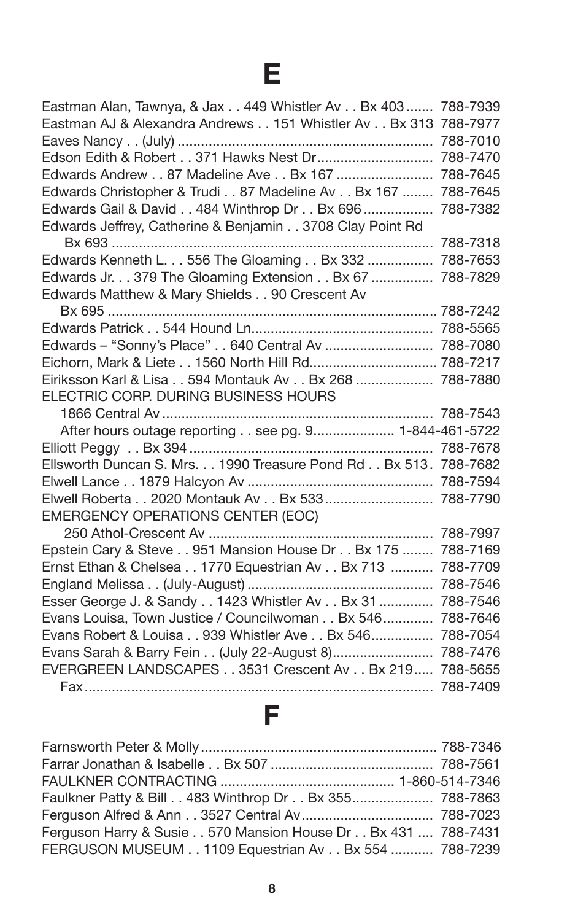# E

Eastman Alan, Tawnya, & Jax . . 449 Whistler Av . . Bx 403....... 788-7939
Eastman AJ & Alexandra Andrews . . 151 Whistler Av . . Bx 313 788-7977
Eaves Nancy . . (July)................................................................ 788-7010
Edson Edith & Robert . . 371 Hawks Nest Dr............................. 788-7470
Edwards Andrew . . 87 Madeline Ave . . Bx 167........................ 788-7645
Edwards Christopher & Trudi . . 87 Madeline Av . . Bx 167 ........ 788-7645
Edwards Gail & David . . 484 Winthrop Dr . . Bx 696................. 788-7382
Edwards Jeffrey, Catherine & Benjamin . . 3708 Clay Point Rd
Bx 693 ................................................................................. 788-7318
Edwards Kenneth L. . . 556 The Gloaming . . Bx 332 ................. 788-7653
Edwards Jr. . . 379 The Gloaming Extension . . Bx 67................ 788-7829
Edwards Matthew & Mary Shields . . 90 Crescent Av
Bx 695 ................................................................................. 788-7242
Edwards Patrick . . 544 Hound Ln.............................................. 788-5565
Edwards – "Sonny's Place" . . 640 Central Av ............................ 788-7080
Eichorn, Mark & Liete . . 1560 North Hill Rd................................ 788-7217
Eiriksson Karl & Lisa . . 594 Montauk Av . . Bx 268 .................... 788-7880
ELECTRIC CORP. DURING BUSINESS HOURS
1866 Central Av ................................................................... 788-7543
After hours outage reporting . . see pg. 9.................... 1-844-461-5722
Elliott Peggy . . Bx 394 ............................................................. 788-7678
Ellsworth Duncan S. Mrs. . . 1990 Treasure Pond Rd . . Bx 513. 788-7682
Elwell Lance . . 1879 Halcyon Av .............................................. 788-7594
Elwell Roberta . . 2020 Montauk Av . . Bx 533........................... 788-7790
EMERGENCY OPERATIONS CENTER (EOC)
250 Athol-Crescent Av ........................................................ 788-7997
Epstein Cary & Steve . . 951 Mansion House Dr . . Bx 175 ........ 788-7169
Ernst Ethan & Chelsea . . 1770 Equestrian Av . . Bx 713 ........... 788-7709
England Melissa . . (July-August).............................................. 788-7546
Esser George J. & Sandy . . 1423 Whistler Av . . Bx 31 ............. 788-7546
Evans Louisa, Town Justice / Councilwoman . . Bx 546............ 788-7646
Evans Robert & Louisa . . 939 Whistler Ave . . Bx 546............... 788-7054
Evans Sarah & Barry Fein . . (July 22-August 8)......................... 788-7476
EVERGREEN LANDSCAPES . . 3531 Crescent Av . . Bx 219..... 788-5655
Fax........................................................................................ 788-7409

# F

Farnsworth Peter & Molly........................................................... 788-7346
Farrar Jonathan & Isabelle . . Bx 507 ......................................... 788-7561
FAULKNER CONTRACTING ........................................... 1-860-514-7346
Faulkner Patty & Bill . . 483 Winthrop Dr . . Bx 355.................... 788-7863
Ferguson Alfred & Ann . . 3527 Central Av................................. 788-7023
Ferguson Harry & Susie . . 570 Mansion House Dr . . Bx 431 .... 788-7431
FERGUSON MUSEUM . . 1109 Equestrian Av . . Bx 554 ........... 788-7239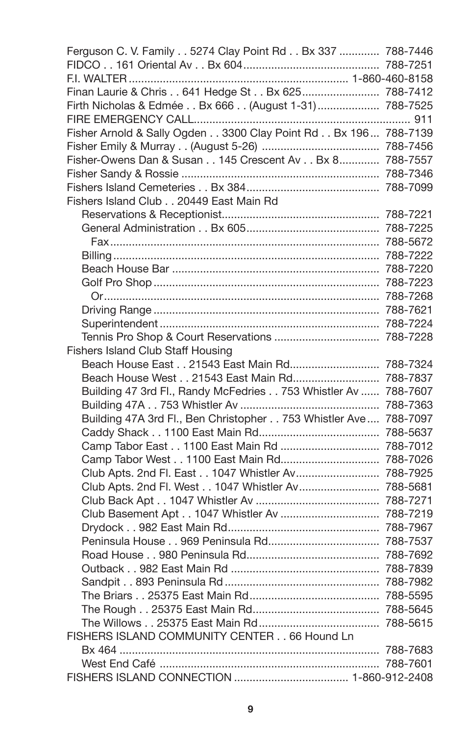Ferguson C. V. Family . . 5274 Clay Point Rd . . Bx 337 ............. 788-7446
FIDCO . . 161 Oriental Av . . Bx 604............................................ 788-7251
F.I. WALTER ...................................................................... 1-860-460-8158
Finan Laurie & Chris . . 641 Hedge St . . Bx 625......................... 788-7412
Firth Nicholas & Edmée . . Bx 666 . . (August 1-31).................... 788-7525
FIRE EMERGENCY CALL..................................................................... 911
Fisher Arnold & Sally Ogden . . 3300 Clay Point Rd . . Bx 196... 788-7139
Fisher Emily & Murray . . (August 5-26) ...................................... 788-7456
Fisher-Owens Dan & Susan . . 145 Crescent Av . . Bx 8............. 788-7557
Fisher Sandy & Rossie ................................................................ 788-7346
Fishers Island Cemeteries . . Bx 384........................................... 788-7099
Fishers Island Club . . 20449 East Main Rd
    Reservations & Receptionist................................................... 788-7221
    General Administration . . Bx 605........................................... 788-7225
        Fax...................................................................................... 788-5672
    Billing...................................................................................... 788-7222
    Beach House Bar .................................................................. 788-7220
    Golf Pro Shop ........................................................................ 788-7223
        Or........................................................................................ 788-7268
    Driving Range ........................................................................ 788-7621
    Superintendent ...................................................................... 788-7224
    Tennis Pro Shop & Court Reservations .................................. 788-7228
Fishers Island Club Staff Housing
    Beach House East . . 21543 East Main Rd............................. 788-7324
    Beach House West . . 21543 East Main Rd............................ 788-7837
    Building 47 3rd Fl., Randy McFedries . . 753 Whistler Av ...... 788-7607
    Building 47A . . 753 Whistler Av ............................................. 788-7363
    Building 47A 3rd Fl., Ben Christopher . . 753 Whistler Ave.... 788-7097
    Caddy Shack . . 1100 East Main Rd....................................... 788-5637
    Camp Tabor East . . 1100 East Main Rd ................................ 788-7012
    Camp Tabor West . . 1100 East Main Rd................................ 788-7026
    Club Apts. 2nd Fl. East . . 1047 Whistler Av........................... 788-7925
    Club Apts. 2nd Fl. West . . 1047 Whistler Av.......................... 788-5681
    Club Back Apt . . 1047 Whistler Av ........................................ 788-7271
    Club Basement Apt . . 1047 Whistler Av ................................ 788-7219
    Drydock . . 982 East Main Rd................................................. 788-7967
    Peninsula House . . 969 Peninsula Rd.................................... 788-7537
    Road House . . 980 Peninsula Rd........................................... 788-7692
    Outback . . 982 East Main Rd ................................................ 788-7839
    Sandpit . . 893 Peninsula Rd .................................................. 788-7982
    The Briars . . 25375 East Main Rd.......................................... 788-5595
    The Rough . . 25375 East Main Rd......................................... 788-5645
    The Willows . . 25375 East Main Rd....................................... 788-5615
FISHERS ISLAND COMMUNITY CENTER . . 66 Hound Ln
    Bx 464 .................................................................................... 788-7683
    West End Café ....................................................................... 788-7601
FISHERS ISLAND CONNECTION ..................................... 1-860-912-2408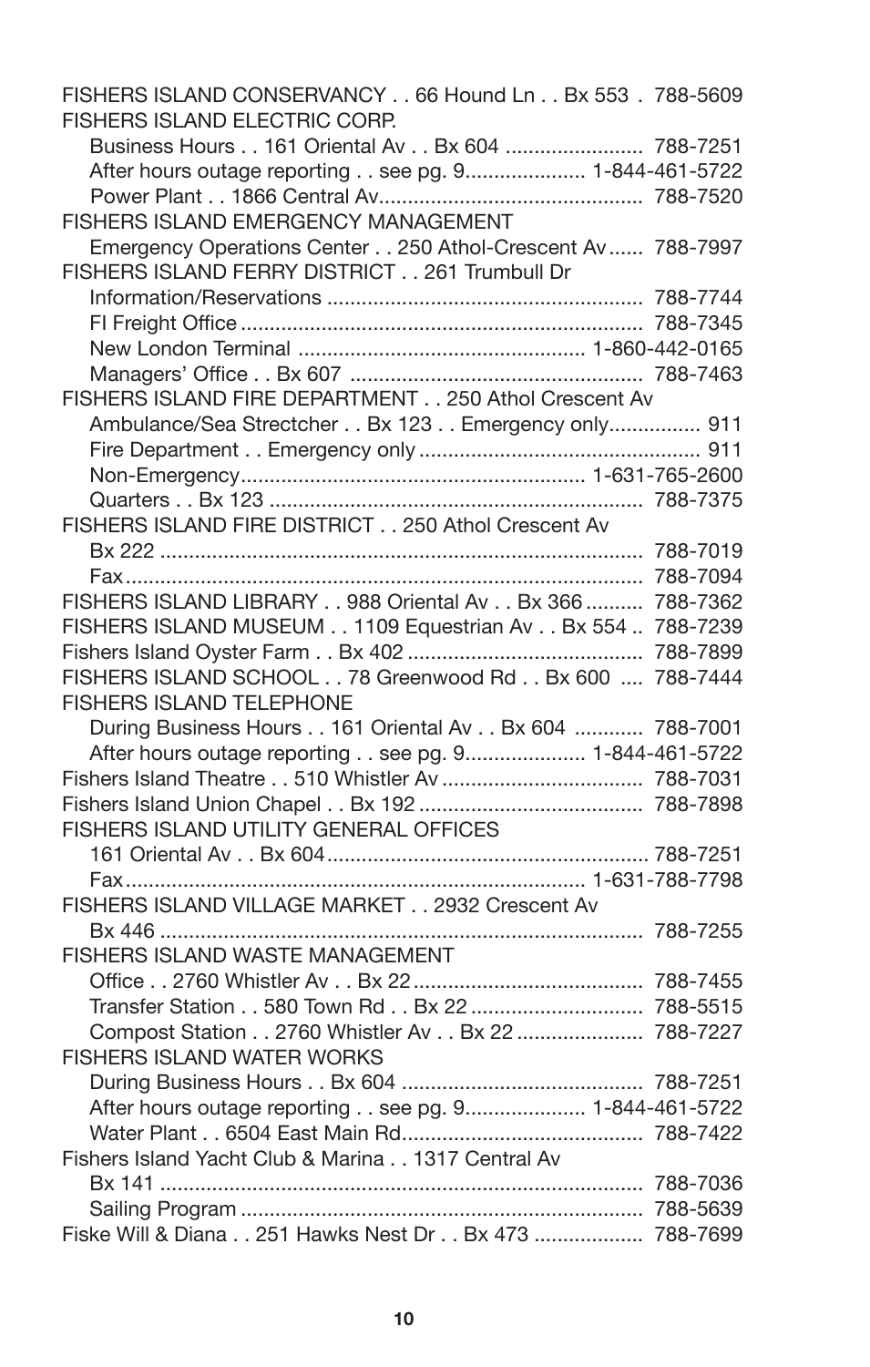FISHERS ISLAND CONSERVANCY . . 66 Hound Ln . . Bx 553 . 788-5609

FISHERS ISLAND ELECTRIC CORP.

Business Hours . . 161 Oriental Av . . Bx 604 ........................ 788-7251

After hours outage reporting . . see pg. 9..................... 1-844-461-5722

Power Plant . . 1866 Central Av............................................. 788-7520

FISHERS ISLAND EMERGENCY MANAGEMENT

Emergency Operations Center . . 250 Athol-Crescent Av...... 788-7997

FISHERS ISLAND FERRY DISTRICT . . 261 Trumbull Dr

Information/Reservations ....................................................... 788-7744

FI Freight Office ...................................................................... 788-7345

New London Terminal ................................................. 1-860-442-0165

Managers' Office . . Bx 607 ................................................... 788-7463

FISHERS ISLAND FIRE DEPARTMENT . . 250 Athol Crescent Av

Ambulance/Sea Strectcher . . Bx 123 . . Emergency only................ 911

Fire Department . . Emergency only ................................................ 911

Non-Emergency........................................................... 1-631-765-2600

Quarters . . Bx 123 ................................................................. 788-7375

FISHERS ISLAND FIRE DISTRICT . . 250 Athol Crescent Av

Bx 222 .................................................................................... 788-7019

Fax.......................................................................................... 788-7094

FISHERS ISLAND LIBRARY . . 988 Oriental Av . . Bx 366 .......... 788-7362

FISHERS ISLAND MUSEUM . . 1109 Equestrian Av . . Bx 554 .. 788-7239

Fishers Island Oyster Farm . . Bx 402 ......................................... 788-7899

FISHERS ISLAND SCHOOL . . 78 Greenwood Rd . . Bx 600 .... 788-7444

FISHERS ISLAND TELEPHONE

During Business Hours . . 161 Oriental Av . . Bx 604 ............ 788-7001

After hours outage reporting . . see pg. 9..................... 1-844-461-5722

Fishers Island Theatre . . 510 Whistler Av ................................... 788-7031

Fishers Island Union Chapel . . Bx 192 ....................................... 788-7898

FISHERS ISLAND UTILITY GENERAL OFFICES

161 Oriental Av . . Bx 604....................................................... 788-7251

Fax............................................................................... 1-631-788-7798

FISHERS ISLAND VILLAGE MARKET . . 2932 Crescent Av

Bx 446 .................................................................................... 788-7255

FISHERS ISLAND WASTE MANAGEMENT

Office . . 2760 Whistler Av . . Bx 22........................................ 788-7455

Transfer Station . . 580 Town Rd . . Bx 22 .............................. 788-5515

Compost Station . . 2760 Whistler Av . . Bx 22 ...................... 788-7227

FISHERS ISLAND WATER WORKS

During Business Hours . . Bx 604 .......................................... 788-7251

After hours outage reporting . . see pg. 9..................... 1-844-461-5722

Water Plant . . 6504 East Main Rd.......................................... 788-7422

Fishers Island Yacht Club & Marina . . 1317 Central Av

Bx 141 .................................................................................... 788-7036

Sailing Program ..................................................................... 788-5639

Fiske Will & Diana . . 251 Hawks Nest Dr . . Bx 473 ................... 788-7699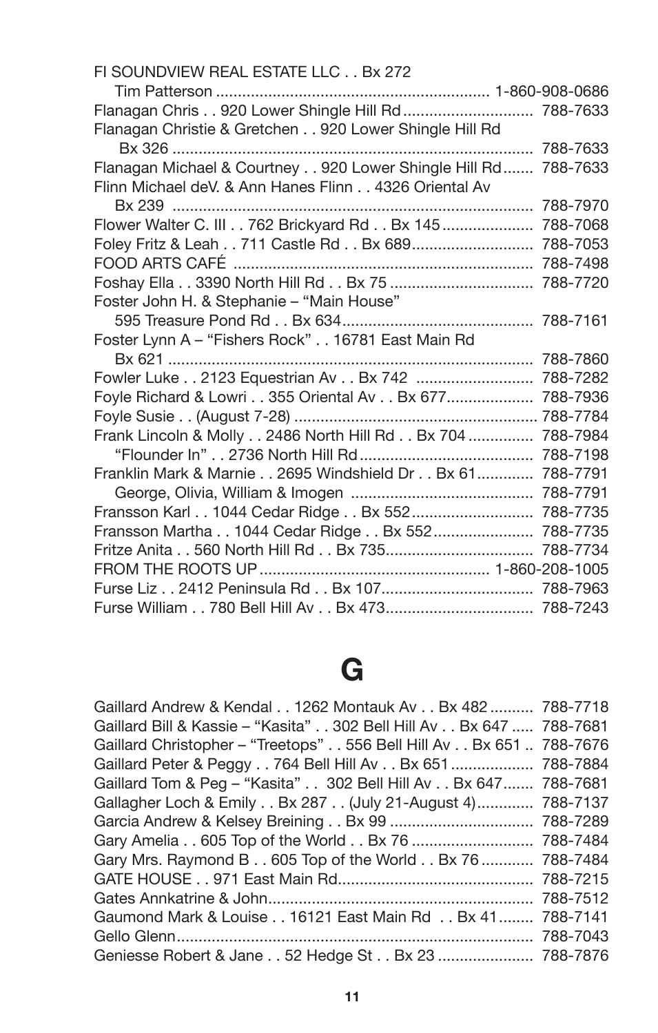FI SOUNDVIEW REAL ESTATE LLC . . Bx 272
Tim Patterson ............................................................. 1-860-908-0686
Flanagan Chris . . 920 Lower Shingle Hill Rd ............................. 788-7633
Flanagan Christie & Gretchen . . 920 Lower Shingle Hill Rd
Bx 326 .................................................................................. 788-7633
Flanagan Michael & Courtney . . 920 Lower Shingle Hill Rd ....... 788-7633
Flinn Michael deV. & Ann Hanes Flinn . . 4326 Oriental Av
Bx 239 .................................................................................. 788-7970
Flower Walter C. III . . 762 Brickyard Rd . . Bx 145 ..................... 788-7068
Foley Fritz & Leah . . 711 Castle Rd . . Bx 689 ........................... 788-7053
FOOD ARTS CAFÉ .................................................................... 788-7498
Foshay Ella . . 3390 North Hill Rd . . Bx 75 ................................. 788-7720
Foster John H. & Stephanie – “Main House”
595 Treasure Pond Rd . . Bx 634 ............................................ 788-7161
Foster Lynn A – “Fishers Rock” . . 16781 East Main Rd
Bx 621 .................................................................................. 788-7860
Fowler Luke . . 2123 Equestrian Av . . Bx 742 ........................... 788-7282
Foyle Richard & Lowri . . 355 Oriental Av . . Bx 677 .................... 788-7936
Foyle Susie . . (August 7-28) ........................................................ 788-7784
Frank Lincoln & Molly . . 2486 North Hill Rd . . Bx 704 ............... 788-7984
“Flounder In” . . 2736 North Hill Rd ........................................ 788-7198
Franklin Mark & Marnie . . 2695 Windshield Dr . . Bx 61 ............. 788-7791
George, Olivia, William & Imogen .......................................... 788-7791
Fransson Karl . . 1044 Cedar Ridge . . Bx 552 ............................ 788-7735
Fransson Martha . . 1044 Cedar Ridge . . Bx 552 ....................... 788-7735
Fritze Anita . . 560 North Hill Rd . . Bx 735 .................................. 788-7734
FROM THE ROOTS UP .................................................... 1-860-208-1005
Furse Liz . . 2412 Peninsula Rd . . Bx 107 ................................... 788-7963
Furse William . . 780 Bell Hill Av . . Bx 473 .................................. 788-7243

# G

Gaillard Andrew & Kendal . . 1262 Montauk Av . . Bx 482 .......... 788-7718
Gaillard Bill & Kassie – “Kasita” . . 302 Bell Hill Av . . Bx 647 ..... 788-7681
Gaillard Christopher – “Treetops” . . 556 Bell Hill Av . . Bx 651 .. 788-7676
Gaillard Peter & Peggy . . 764 Bell Hill Av . . Bx 651 ................... 788-7884
Gaillard Tom & Peg – “Kasita” . . 302 Bell Hill Av . . Bx 647 ....... 788-7681
Gallagher Loch & Emily . . Bx 287 . . (July 21-August 4) ............. 788-7137
Garcia Andrew & Kelsey Breining . . Bx 99 ................................. 788-7289
Gary Amelia . . 605 Top of the World . . Bx 76 ............................ 788-7484
Gary Mrs. Raymond B . . 605 Top of the World . . Bx 76 ............ 788-7484
GATE HOUSE . . 971 East Main Rd ............................................. 788-7215
Gates Annkatrine & John ............................................................ 788-7512
Gaumond Mark & Louise . . 16121 East Main Rd . . Bx 41 ........ 788-7141
Gello Glenn .................................................................................. 788-7043
Geniesse Robert & Jane . . 52 Hedge St . . Bx 23 ...................... 788-7876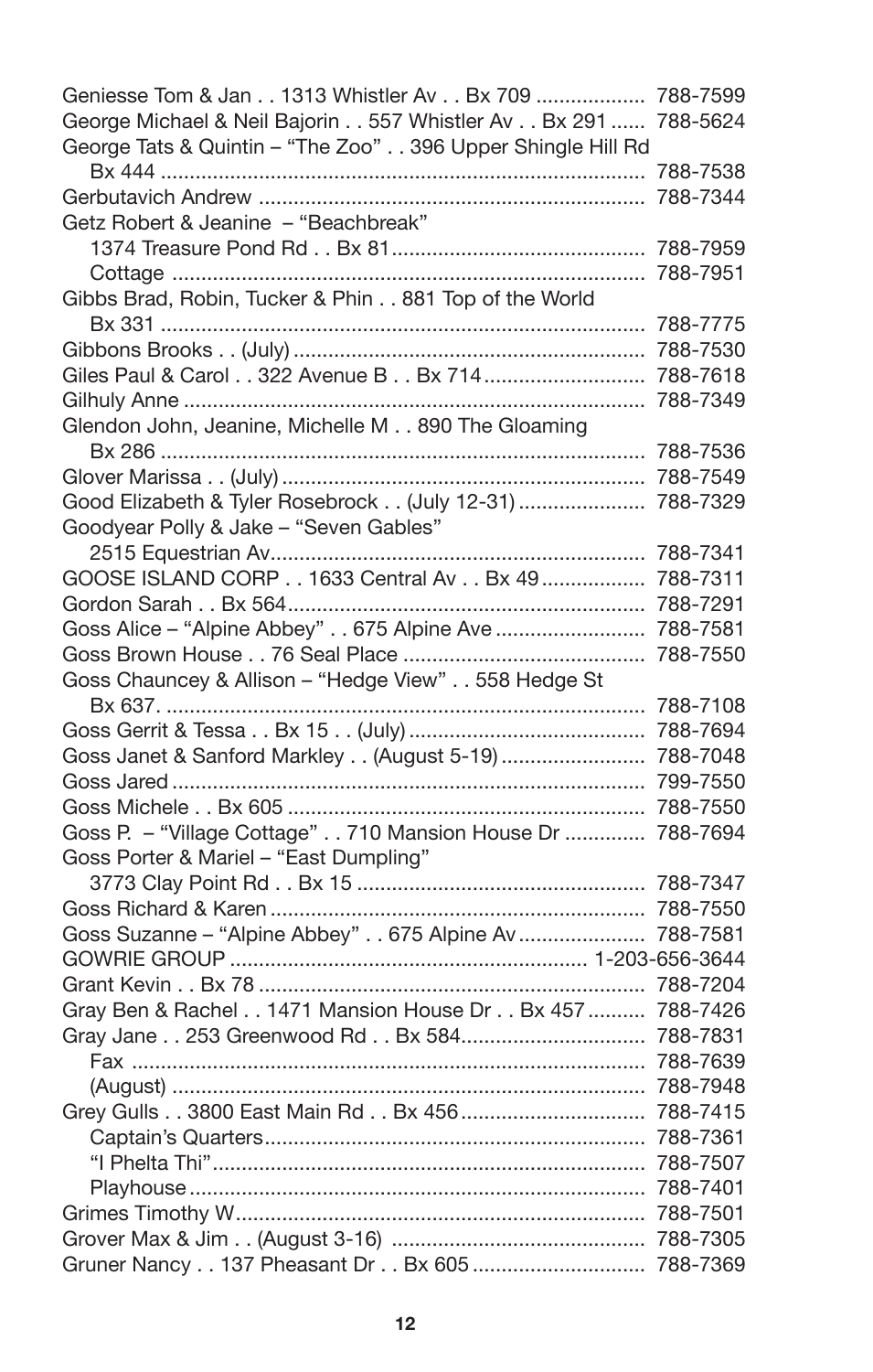Geniesse Tom & Jan . . 1313 Whistler Av . . Bx 709 .................. 788-7599
George Michael & Neil Bajorin . . 557 Whistler Av . . Bx 291 ...... 788-5624
George Tats & Quintin – "The Zoo" . . 396 Upper Shingle Hill Rd
  Bx 444 .................................................................................. 788-7538
Gerbutavich Andrew ................................................................. 788-7344
Getz Robert & Jeanine – "Beachbreak"
  1374 Treasure Pond Rd . . Bx 81........................................... 788-7959
  Cottage ................................................................................ 788-7951
Gibbs Brad, Robin, Tucker & Phin . . 881 Top of the World
  Bx 331 .................................................................................. 788-7775
Gibbons Brooks . . (July) ........................................................... 788-7530
Giles Paul & Carol . . 322 Avenue B . . Bx 714........................... 788-7618
Gilhuly Anne .............................................................................. 788-7349
Glendon John, Jeanine, Michelle M . . 890 The Gloaming
  Bx 286 .................................................................................. 788-7536
Glover Marissa . . (July) ............................................................. 788-7549
Good Elizabeth & Tyler Rosebrock . . (July 12-31) ..................... 788-7329
Goodyear Polly & Jake – "Seven Gables"
  2515 Equestrian Av................................................................ 788-7341
GOOSE ISLAND CORP . . 1633 Central Av . . Bx 49................. 788-7311
Gordon Sarah . . Bx 564............................................................. 788-7291
Goss Alice – "Alpine Abbey" . . 675 Alpine Ave .......................... 788-7581
Goss Brown House . . 76 Seal Place .......................................... 788-7550
Goss Chauncey & Allison – "Hedge View" . . 558 Hedge St
  Bx 637. ................................................................................. 788-7108
Goss Gerrit & Tessa . . Bx 15 . . (July) ........................................ 788-7694
Goss Janet & Sanford Markley . . (August 5-19) ........................ 788-7048
Goss Jared ................................................................................ 799-7550
Goss Michele . . Bx 605 ............................................................. 788-7550
Goss P. – "Village Cottage" . . 710 Mansion House Dr ............. 788-7694
Goss Porter & Mariel – "East Dumpling"
  3773 Clay Point Rd . . Bx 15 ................................................. 788-7347
Goss Richard & Karen ............................................................... 788-7550
Goss Suzanne – "Alpine Abbey" . . 675 Alpine Av..................... 788-7581
GOWRIE GROUP ........................................................... 1-203-656-3644
Grant Kevin . . Bx 78 ................................................................. 788-7204
Gray Ben & Rachel . . 1471 Mansion House Dr . . Bx 457 .......... 788-7426
Gray Jane . . 253 Greenwood Rd . . Bx 584............................... 788-7831
  Fax ....................................................................................... 788-7639
  (August) ................................................................................ 788-7948
Grey Gulls . . 3800 East Main Rd . . Bx 456 ............................... 788-7415
  Captain's Quarters................................................................. 788-7361
  "I Phelta Thi"......................................................................... 788-7507
  Playhouse ............................................................................. 788-7401
Grimes Timothy W..................................................................... 788-7501
Grover Max & Jim . . (August 3-16) ........................................... 788-7305
Gruner Nancy . . 137 Pheasant Dr . . Bx 605 .............................. 788-7369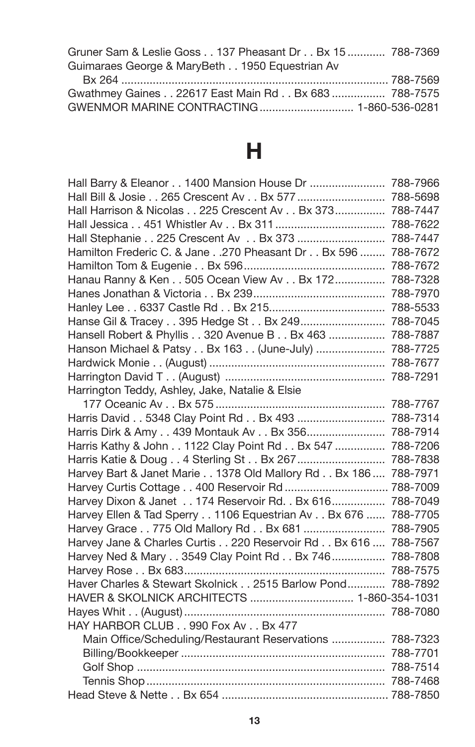Gruner Sam & Leslie Goss . . 137 Pheasant Dr . . Bx 15 ............ 788-7369
Guimaraes George & MaryBeth . . 1950 Equestrian Av
Bx 264 ........................................................................ 788-7569
Gwathmey Gaines . . 22617 East Main Rd . . Bx 683 ................ 788-7575
GWENMOR MARINE CONTRACTING ............................ 1-860-536-0281

# H

Hall Barry & Eleanor . . 1400 Mansion House Dr ........................ 788-7966
Hall Bill & Josie . . 265 Crescent Av . . Bx 577 ........................... 788-5698
Hall Harrison & Nicolas . . 225 Crescent Av . . Bx 373 ............... 788-7447
Hall Jessica . . 451 Whistler Av . . Bx 311 .................................. 788-7622
Hall Stephanie . . 225 Crescent Av . . Bx 373 ............................ 788-7447
Hamilton Frederic C. & Jane . .270 Pheasant Dr . . Bx 596 ........ 788-7672
Hamilton Tom & Eugenie . . Bx 596 ............................................ 788-7672
Hanau Ranny & Ken . . 505 Ocean View Av . . Bx 172 ............... 788-7328
Hanes Jonathan & Victoria . . Bx 239 .......................................... 788-7970
Hanley Lee . . 6337 Castle Rd . . Bx 215 .................................... 788-5533
Hanse Gil & Tracey . . 395 Hedge St . . Bx 249 .......................... 788-7045
Hansell Robert & Phyllis . . 320 Avenue B . . Bx 463 ................. 788-7887
Hanson Michael & Patsy . . Bx 163 . . (June-July) ...................... 788-7725
Hardwick Monie . . (August) ....................................................... 788-7677
Harrington David T . . (August) .................................................. 788-7291
Harrington Teddy, Ashley, Jake, Natalie & Elsie
177 Oceanic Av . . Bx 575 ...................................................... 788-7767
Harris David . . 5348 Clay Point Rd . . Bx 493 ........................... 788-7314
Harris Dirk & Amy . . 439 Montauk Av . . Bx 356 ........................ 788-7914
Harris Kathy & John . . 1122 Clay Point Rd . . Bx 547 ............... 788-7206
Harris Katie & Doug . . 4 Sterling St . . Bx 267 ........................... 788-7838
Harvey Bart & Janet Marie . . 1378 Old Mallory Rd . . Bx 186 .... 788-7971
Harvey Curtis Cottage . . 400 Reservoir Rd ................................ 788-7009
Harvey Dixon & Janet . . 174 Reservoir Rd. . Bx 616 ................. 788-7049
Harvey Ellen & Tad Sperry . . 1106 Equestrian Av . . Bx 676 ...... 788-7705
Harvey Grace . . 775 Old Mallory Rd . . Bx 681 ......................... 788-7905
Harvey Jane & Charles Curtis . . 220 Reservoir Rd . . Bx 616 .... 788-7567
Harvey Ned & Mary . . 3549 Clay Point Rd . . Bx 746 ................ 788-7808
Harvey Rose . . Bx 683 ............................................................... 788-7575
Haver Charles & Stewart Skolnick . . 2515 Barlow Pond ............ 788-7892
HAVER & SKOLNICK ARCHITECTS ................................ 1-860-354-1031
Hayes Whit . . (August) ............................................................... 788-7080
HAY HARBOR CLUB . . 990 Fox Av . . Bx 477
Main Office/Scheduling/Restaurant Reservations ................. 788-7323
Billing/Bookkeeper ................................................................ 788-7701
Golf Shop .............................................................................. 788-7514
Tennis Shop ........................................................................... 788-7468
Head Steve & Nette . . Bx 654 .................................................... 788-7850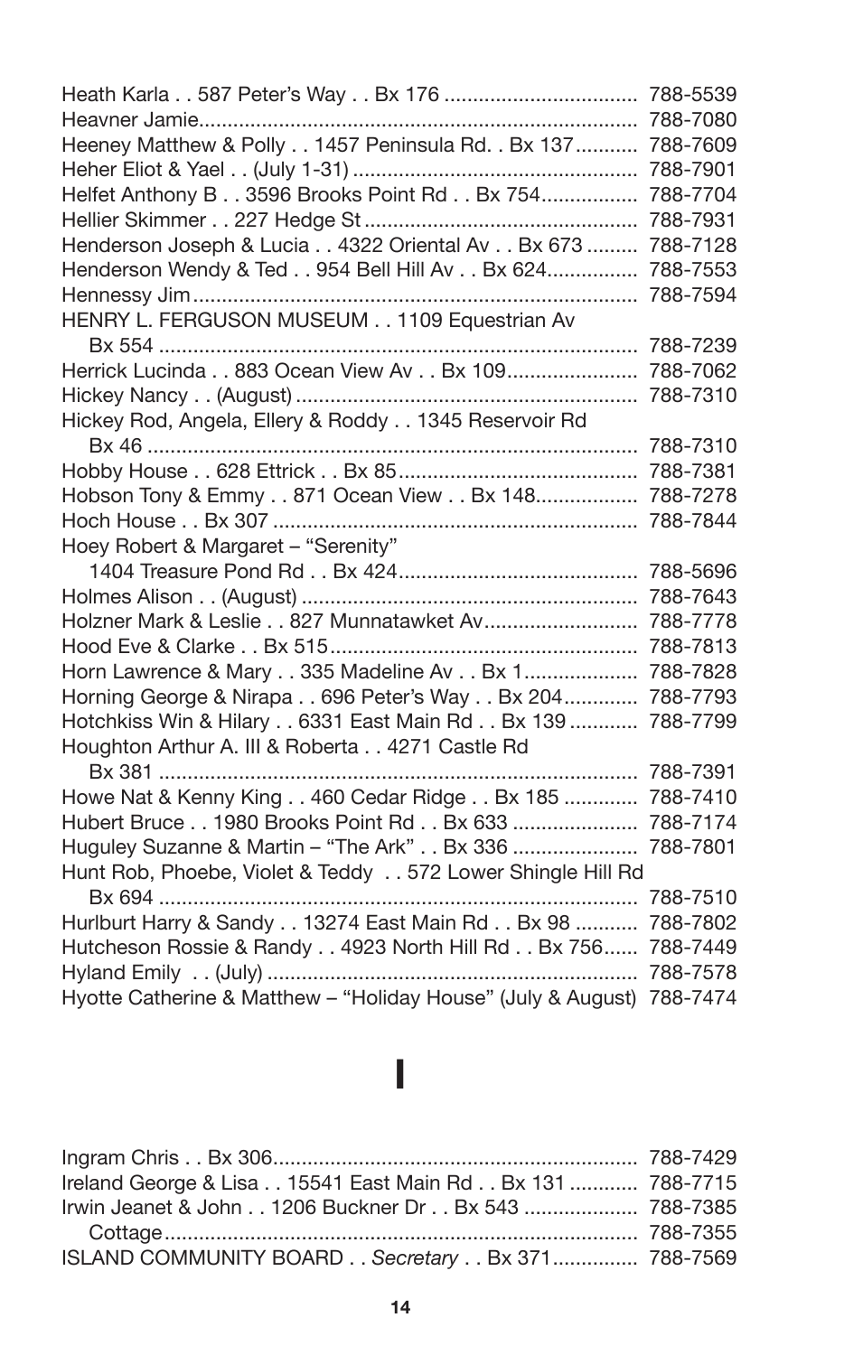Heath Karla . . 587 Peter's Way . . Bx 176 .................................. 788-5539
Heavner Jamie............................................................................. 788-7080
Heeney Matthew & Polly . . 1457 Peninsula Rd. . Bx 137........... 788-7609
Heher Eliot & Yael . . (July 1-31) .................................................. 788-7901
Helfet Anthony B . . 3596 Brooks Point Rd . . Bx 754................. 788-7704
Hellier Skimmer . . 227 Hedge St ................................................ 788-7931
Henderson Joseph & Lucia . . 4322 Oriental Av . . Bx 673 ......... 788-7128
Henderson Wendy & Ted . . 954 Bell Hill Av . . Bx 624................ 788-7553
Hennessy Jim.............................................................................. 788-7594
HENRY L. FERGUSON MUSEUM . . 1109 Equestrian Av
    Bx 554 .................................................................................... 788-7239
Herrick Lucinda . . 883 Ocean View Av . . Bx 109....................... 788-7062
Hickey Nancy . . (August) ............................................................ 788-7310
Hickey Rod, Angela, Ellery & Roddy . . 1345 Reservoir Rd
    Bx 46 ...................................................................................... 788-7310
Hobby House . . 628 Ettrick . . Bx 85........................................... 788-7381
Hobson Tony & Emmy . . 871 Ocean View . . Bx 148.................. 788-7278
Hoch House . . Bx 307 ................................................................ 788-7844
Hoey Robert & Margaret – "Serenity"
    1404 Treasure Pond Rd . . Bx 424.......................................... 788-5696
Holmes Alison . . (August) ........................................................... 788-7643
Holzner Mark & Leslie . . 827 Munnatawket Av........................... 788-7778
Hood Eve & Clarke . . Bx 515...................................................... 788-7813
Horn Lawrence & Mary . . 335 Madeline Av . . Bx 1.................... 788-7828
Horning George & Nirapa . . 696 Peter's Way . . Bx 204............. 788-7793
Hotchkiss Win & Hilary . . 6331 East Main Rd . . Bx 139 ............ 788-7799
Houghton Arthur A. III & Roberta . . 4271 Castle Rd
    Bx 381 .................................................................................... 788-7391
Howe Nat & Kenny King . . 460 Cedar Ridge . . Bx 185 ............. 788-7410
Hubert Bruce . . 1980 Brooks Point Rd . . Bx 633 ...................... 788-7174
Huguley Suzanne & Martin – "The Ark" . . Bx 336 ...................... 788-7801
Hunt Rob, Phoebe, Violet & Teddy . . 572 Lower Shingle Hill Rd
    Bx 694 .................................................................................... 788-7510
Hurlburt Harry & Sandy . . 13274 East Main Rd . . Bx 98 ........... 788-7802
Hutcheson Rossie & Randy . . 4923 North Hill Rd . . Bx 756...... 788-7449
Hyland Emily . . (July) ................................................................. 788-7578
Hyotte Catherine & Matthew – "Holiday House" (July & August) 788-7474

# I

Ingram Chris . . Bx 306................................................................ 788-7429
Ireland George & Lisa . . 15541 East Main Rd . . Bx 131 ............ 788-7715
Irwin Jeanet & John . . 1206 Buckner Dr . . Bx 543 .................... 788-7385
    Cottage.................................................................................. 788-7355
ISLAND COMMUNITY BOARD . . *Secretary* . . Bx 371............... 788-7569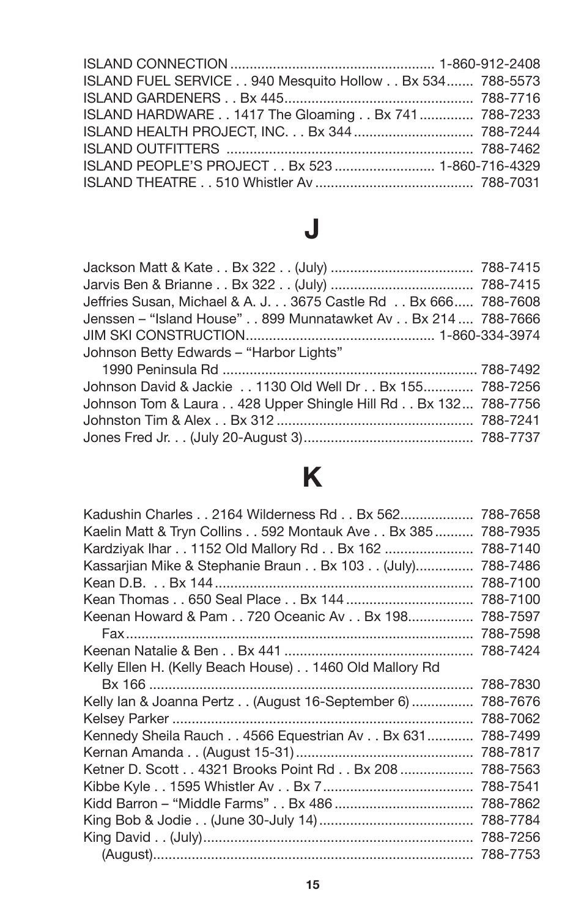ISLAND CONNECTION ..................................................... 1-860-912-2408
ISLAND FUEL SERVICE . . 940 Mesquito Hollow . . Bx 534....... 788-5573
ISLAND GARDENERS . . Bx 445................................................ 788-7716
ISLAND HARDWARE . . 1417 The Gloaming . . Bx 741............. 788-7233
ISLAND HEALTH PROJECT, INC. . . Bx 344............................... 788-7244
ISLAND OUTFITTERS ............................................................... 788-7462
ISLAND PEOPLE'S PROJECT . . Bx 523 .......................... 1-860-716-4329
ISLAND THEATRE . . 510 Whistler Av ......................................... 788-7031

# J

Jackson Matt & Kate . . Bx 322 . . (July) ..................................... 788-7415
Jarvis Ben & Brianne . . Bx 322 . . (July) ..................................... 788-7415
Jeffries Susan, Michael & A. J. . . 3675 Castle Rd . . Bx 666..... 788-7608
Jenssen – "Island House" . . 899 Munnatawket Av . . Bx 214 .... 788-7666
JIM SKI CONSTRUCTION................................................ 1-860-334-3974
Johnson Betty Edwards – "Harbor Lights"
  1990 Peninsula Rd .................................................................. 788-7492
Johnson David & Jackie . . 1130 Old Well Dr . . Bx 155............. 788-7256
Johnson Tom & Laura . . 428 Upper Shingle Hill Rd . . Bx 132... 788-7756
Johnston Tim & Alex . . Bx 312 .................................................. 788-7241
Jones Fred Jr. . . (July 20-August 3)............................................ 788-7737

# K

Kadushin Charles . . 2164 Wilderness Rd . . Bx 562................... 788-7658
Kaelin Matt & Tryn Collins . . 592 Montauk Ave . . Bx 385.......... 788-7935
Kardziyak Ihar . . 1152 Old Mallory Rd . . Bx 162 ....................... 788-7140
Kassarjian Mike & Stephanie Braun . . Bx 103 . . (July).............. 788-7486
Kean D.B. . . Bx 144 ................................................................... 788-7100
Kean Thomas . . 650 Seal Place . . Bx 144 ................................. 788-7100
Keenan Howard & Pam . . 720 Oceanic Av . . Bx 198................ 788-7597
  Fax.......................................................................................... 788-7598
Keenan Natalie & Ben . . Bx 441 ................................................ 788-7424
Kelly Ellen H. (Kelly Beach House) . . 1460 Old Mallory Rd
  Bx 166 .................................................................................... 788-7830
Kelly Ian & Joanna Pertz . . (August 16-September 6) ............... 788-7676
Kelsey Parker ............................................................................ 788-7062
Kennedy Sheila Rauch . . 4566 Equestrian Av . . Bx 631........... 788-7499
Kernan Amanda . . (August 15-31)............................................. 788-7817
Ketner D. Scott . . 4321 Brooks Point Rd . . Bx 208.................. 788-7563
Kibbe Kyle . . 1595 Whistler Av . . Bx 7...................................... 788-7541
Kidd Barron – "Middle Farms" . . Bx 486 .................................... 788-7862
King Bob & Jodie . . (June 30-July 14)........................................ 788-7784
King David . . (July)..................................................................... 788-7256
  (August)................................................................................... 788-7753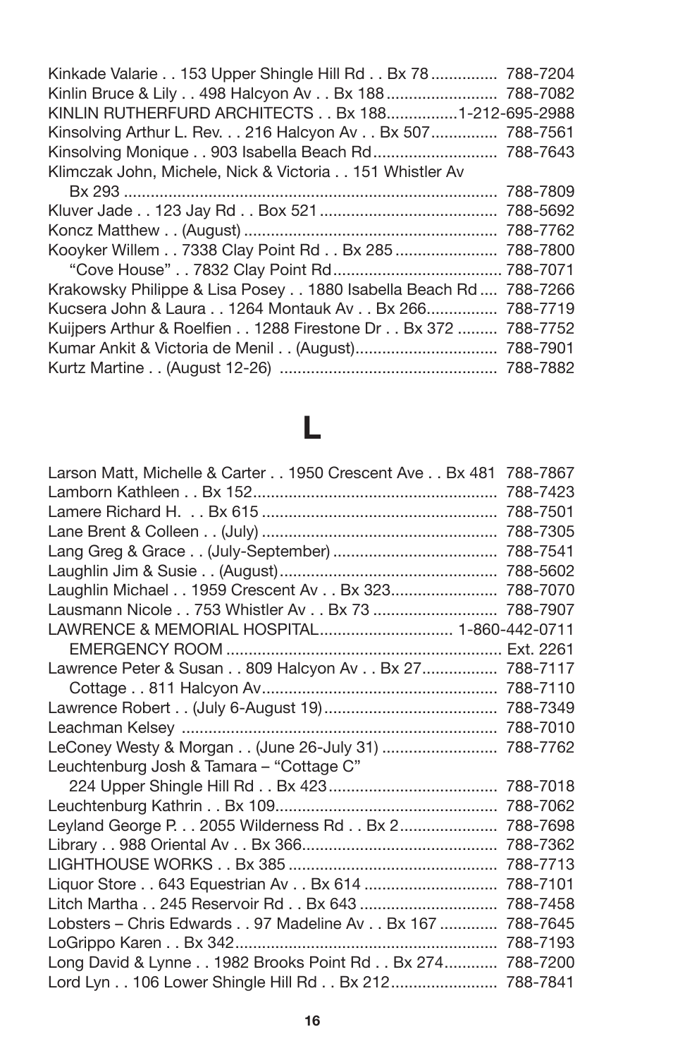Kinkade Valarie . . 153 Upper Shingle Hill Rd . . Bx 78 ............... 788-7204
Kinlin Bruce & Lily . . 498 Halcyon Av . . Bx 188 ......................... 788-7082
KINLIN RUTHERFURD ARCHITECTS . . Bx 188................1-212-695-2988
Kinsolving Arthur L. Rev. . . 216 Halcyon Av . . Bx 507............... 788-7561
Kinsolving Monique . . 903 Isabella Beach Rd........................... 788-7643
Klimczak John, Michele, Nick & Victoria . . 151 Whistler Av
Bx 293 ................................................................................... 788-7809
Kluver Jade . . 123 Jay Rd . . Box 521 ........................................ 788-5692
Koncz Matthew . . (August) ......................................................... 788-7762
Kooyker Willem . . 7338 Clay Point Rd . . Bx 285 ....................... 788-7800
"Cove House" . . 7832 Clay Point Rd...................................... 788-7071
Krakowsky Philippe & Lisa Posey . . 1880 Isabella Beach Rd .... 788-7266
Kucsera John & Laura . . 1264 Montauk Av . . Bx 266................ 788-7719
Kuijpers Arthur & Roelfien . . 1288 Firestone Dr . . Bx 372 ......... 788-7752
Kumar Ankit & Victoria de Menil . . (August)................................ 788-7901
Kurtz Martine . . (August 12-26) ................................................. 788-7882

# L

Larson Matt, Michelle & Carter . . 1950 Crescent Ave . . Bx 481 788-7867
Lamborn Kathleen . . Bx 152...................................................... 788-7423
Lamere Richard H. . . Bx 615 .................................................... 788-7501
Lane Brent & Colleen . . (July) .................................................... 788-7305
Lang Greg & Grace . . (July-September) ..................................... 788-7541
Laughlin Jim & Susie . . (August)................................................. 788-5602
Laughlin Michael . . 1959 Crescent Av . . Bx 323........................ 788-7070
Lausmann Nicole . . 753 Whistler Av . . Bx 73 ............................ 788-7907
LAWRENCE & MEMORIAL HOSPITAL............................. 1-860-442-0711
EMERGENCY ROOM ............................................................. Ext. 2261
Lawrence Peter & Susan . . 809 Halcyon Av . . Bx 27................. 788-7117
Cottage . . 811 Halcyon Av..................................................... 788-7110
Lawrence Robert . . (July 6-August 19)....................................... 788-7349
Leachman Kelsey ...................................................................... 788-7010
LeConey Westy & Morgan . . (June 26-July 31) .......................... 788-7762
Leuchtenburg Josh & Tamara – "Cottage C"
224 Upper Shingle Hill Rd . . Bx 423...................................... 788-7018
Leuchtenburg Kathrin . . Bx 109................................................. 788-7062
Leyland George P. . . 2055 Wilderness Rd . . Bx 2...................... 788-7698
Library . . 988 Oriental Av . . Bx 366........................................... 788-7362
LIGHTHOUSE WORKS . . Bx 385 .............................................. 788-7713
Liquor Store . . 643 Equestrian Av . . Bx 614 .............................. 788-7101
Litch Martha . . 245 Reservoir Rd . . Bx 643 ............................... 788-7458
Lobsters – Chris Edwards . . 97 Madeline Av . . Bx 167 ............. 788-7645
LoGrippo Karen . . Bx 342.......................................................... 788-7193
Long David & Lynne . . 1982 Brooks Point Rd . . Bx 274............ 788-7200
Lord Lyn . . 106 Lower Shingle Hill Rd . . Bx 212........................ 788-7841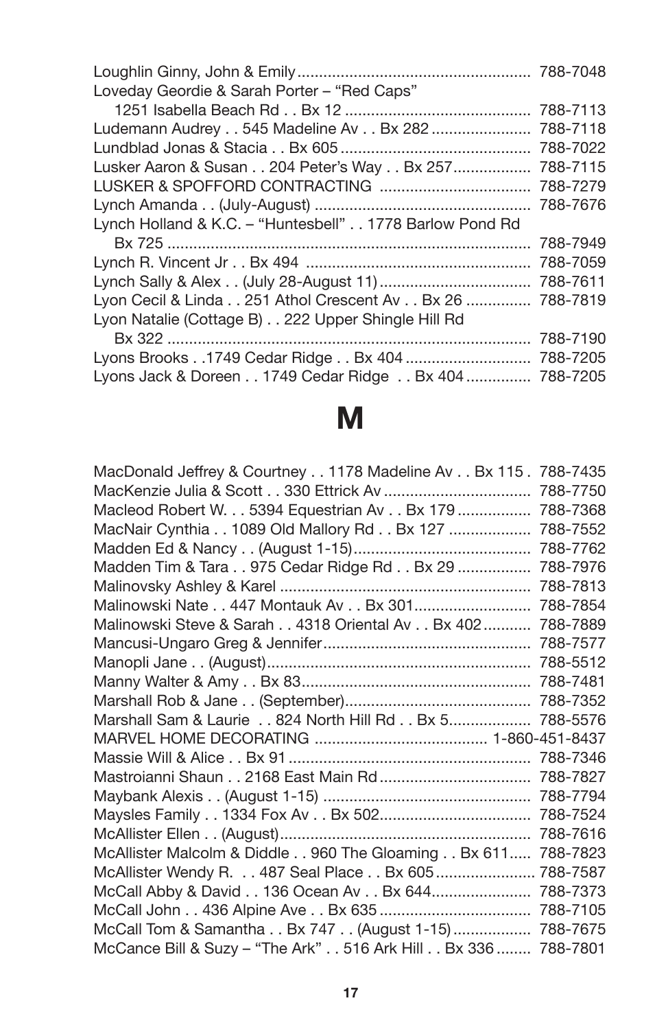Loughlin Ginny, John & Emily ...................................................... 788-7048
Loveday Geordie & Sarah Porter – “Red Caps”
1251 Isabella Beach Rd . . Bx 12 ........................................... 788-7113
Ludemann Audrey . . 545 Madeline Av . . Bx 282 ....................... 788-7118
Lundblad Jonas & Stacia . . Bx 605 ............................................ 788-7022
Lusker Aaron & Susan . . 204 Peter’s Way . . Bx 257................. 788-7115
LUSKER & SPOFFORD CONTRACTING ................................... 788-7279
Lynch Amanda . . (July-August) ................................................. 788-7676
Lynch Holland & K.C. – “Huntesbell” . . 1778 Barlow Pond Rd
Bx 725 .................................................................................... 788-7949
Lynch R. Vincent Jr . . Bx 494 .................................................... 788-7059
Lynch Sally & Alex . . (July 28-August 11) ................................... 788-7611
Lyon Cecil & Linda . . 251 Athol Crescent Av . . Bx 26 .............. 788-7819
Lyon Natalie (Cottage B) . . 222 Upper Shingle Hill Rd
Bx 322 .................................................................................... 788-7190
Lyons Brooks . .1749 Cedar Ridge . . Bx 404 ............................. 788-7205
Lyons Jack & Doreen . . 1749 Cedar Ridge . . Bx 404 .............. 788-7205

# M

MacDonald Jeffrey & Courtney . . 1178 Madeline Av . . Bx 115 . 788-7435
MacKenzie Julia & Scott . . 330 Ettrick Av .................................. 788-7750
Macleod Robert W. . . 5394 Equestrian Av . . Bx 179 ................. 788-7368
MacNair Cynthia . . 1089 Old Mallory Rd . . Bx 127 ................... 788-7552
Madden Ed & Nancy . . (August 1-15) ......................................... 788-7762
Madden Tim & Tara . . 975 Cedar Ridge Rd . . Bx 29 ................. 788-7976
Malinovsky Ashley & Karel .......................................................... 788-7813
Malinowski Nate . . 447 Montauk Av . . Bx 301........................... 788-7854
Malinowski Steve & Sarah . . 4318 Oriental Av . . Bx 402........... 788-7889
Mancusi-Ungaro Greg & Jennifer................................................ 788-7577
Manopli Jane . . (August)............................................................. 788-5512
Manny Walter & Amy . . Bx 83..................................................... 788-7481
Marshall Rob & Jane . . (September)........................................... 788-7352
Marshall Sam & Laurie . . 824 North Hill Rd . . Bx 5................... 788-5576
MARVEL HOME DECORATING ....................................... 1-860-451-8437
Massie Will & Alice . . Bx 91 ........................................................ 788-7346
Mastroianni Shaun . . 2168 East Main Rd ................................... 788-7827
Maybank Alexis . . (August 1-15) ................................................ 788-7794
Maysles Family . . 1334 Fox Av . . Bx 502................................... 788-7524
McAllister Ellen . . (August).......................................................... 788-7616
McAllister Malcolm & Diddle . . 960 The Gloaming . . Bx 611..... 788-7823
McAllister Wendy R. . . 487 Seal Place . . Bx 605 ....................... 788-7587
McCall Abby & David . . 136 Ocean Av . . Bx 644....................... 788-7373
McCall John . . 436 Alpine Ave . . Bx 635 ................................... 788-7105
McCall Tom & Samantha . . Bx 747 . . (August 1-15) .................. 788-7675
McCance Bill & Suzy – “The Ark” . . 516 Ark Hill . . Bx 336 ........ 788-7801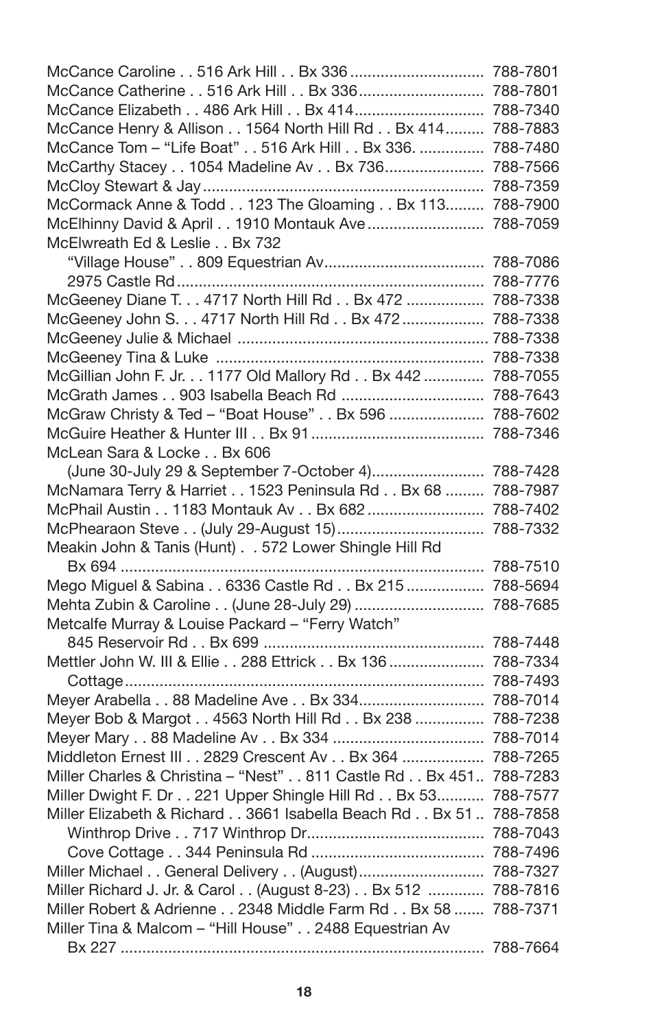McCance Caroline . . 516 Ark Hill . . Bx 336 ............................... 788-7801
McCance Catherine . . 516 Ark Hill . . Bx 336............................. 788-7801
McCance Elizabeth . . 486 Ark Hill . . Bx 414.............................. 788-7340
McCance Henry & Allison . . 1564 North Hill Rd . . Bx 414......... 788-7883
McCance Tom – "Life Boat" . . 516 Ark Hill . . Bx 336. ............... 788-7480
McCarthy Stacey . . 1054 Madeline Av . . Bx 736....................... 788-7566
McCloy Stewart & Jay................................................................. 788-7359
McCormack Anne & Todd . . 123 The Gloaming . . Bx 113......... 788-7900
McElhinny David & April . . 1910 Montauk Ave........................... 788-7059
McElwreath Ed & Leslie . . Bx 732
    "Village House" . . 809 Equestrian Av..................................... 788-7086
    2975 Castle Rd....................................................................... 788-7776
McGeeney Diane T. . . 4717 North Hill Rd . . Bx 472 ................. 788-7338
McGeeney John S. . . 4717 North Hill Rd . . Bx 472................... 788-7338
McGeeney Julie & Michael .......................................................... 788-7338
McGeeney Tina & Luke .............................................................. 788-7338
McGillian John F. Jr. . . 1177 Old Mallory Rd . . Bx 442 ............. 788-7055
McGrath James . . 903 Isabella Beach Rd ................................. 788-7643
McGraw Christy & Ted – "Boat House" . . Bx 596 ...................... 788-7602
McGuire Heather & Hunter III . . Bx 91........................................ 788-7346
McLean Sara & Locke . . Bx 606
    (June 30-July 29 & September 7-October 4).......................... 788-7428
McNamara Terry & Harriet . . 1523 Peninsula Rd . . Bx 68 ......... 788-7987
McPhail Austin . . 1183 Montauk Av . . Bx 682........................... 788-7402
McPhearaon Steve . . (July 29-August 15).................................. 788-7332
Meakin John & Tanis (Hunt) . . 572 Lower Shingle Hill Rd
    Bx 694 .................................................................................... 788-7510
Mego Miguel & Sabina . . 6336 Castle Rd . . Bx 215.................. 788-5694
Mehta Zubin & Caroline . . (June 28-July 29) ............................. 788-7685
Metcalfe Murray & Louise Packard – "Ferry Watch"
    845 Reservoir Rd . . Bx 699 ................................................... 788-7448
Mettler John W. III & Ellie . . 288 Ettrick . . Bx 136..................... 788-7334
    Cottage.................................................................................. 788-7493
Meyer Arabella . . 88 Madeline Ave . . Bx 334............................ 788-7014
Meyer Bob & Margot . . 4563 North Hill Rd . . Bx 238 ................ 788-7238
Meyer Mary . . 88 Madeline Av . . Bx 334 .................................. 788-7014
Middleton Ernest III . . 2829 Crescent Av . . Bx 364 .................. 788-7265
Miller Charles & Christina – "Nest" . . 811 Castle Rd . . Bx 451.. 788-7283
Miller Dwight F. Dr . . 221 Upper Shingle Hill Rd . . Bx 53........... 788-7577
Miller Elizabeth & Richard . . 3661 Isabella Beach Rd . . Bx 51 .. 788-7858
    Winthrop Drive . . 717 Winthrop Dr......................................... 788-7043
    Cove Cottage . . 344 Peninsula Rd ........................................ 788-7496
Miller Michael . . General Delivery . . (August)............................ 788-7327
Miller Richard J. Jr. & Carol . . (August 8-23) . . Bx 512 ............. 788-7816
Miller Robert & Adrienne . . 2348 Middle Farm Rd . . Bx 58 ....... 788-7371
Miller Tina & Malcom – "Hill House" . . 2488 Equestrian Av
    Bx 227 .................................................................................... 788-7664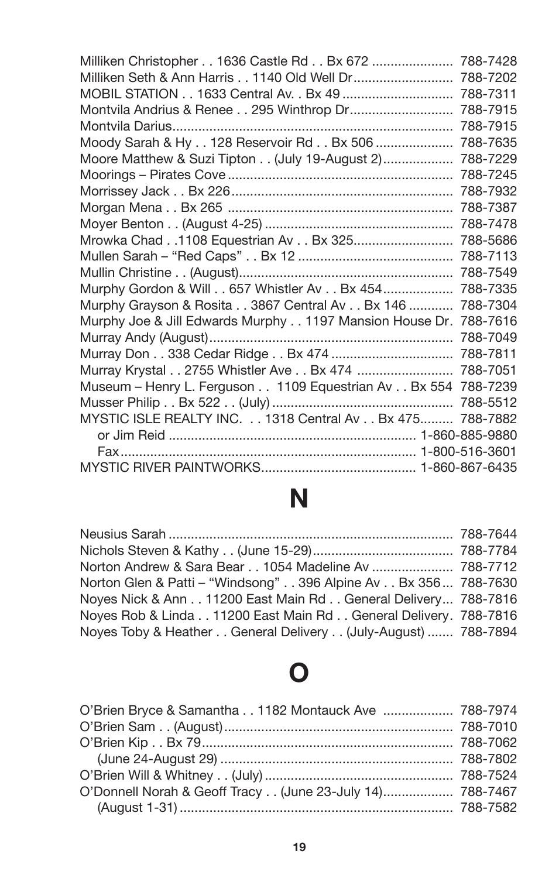Milliken Christopher . . 1636 Castle Rd . . Bx 672 ...................... 788-7428
Milliken Seth & Ann Harris . . 1140 Old Well Dr........................... 788-7202
MOBIL STATION . . 1633 Central Av. . Bx 49 .............................. 788-7311
Montvila Andrius & Renee . . 295 Winthrop Dr............................ 788-7915
Montvila Darius............................................................................ 788-7915
Moody Sarah & Hy . . 128 Reservoir Rd . . Bx 506 ..................... 788-7635
Moore Matthew & Suzi Tipton . . (July 19-August 2)................... 788-7229
Moorings – Pirates Cove ............................................................. 788-7245
Morrissey Jack . . Bx 226............................................................ 788-7932
Morgan Mena . . Bx 265 ............................................................. 788-7387
Moyer Benton . . (August 4-25) ................................................... 788-7478
Mrowka Chad . .1108 Equestrian Av . . Bx 325........................... 788-5686
Mullen Sarah – "Red Caps" . . Bx 12 .......................................... 788-7113
Mullin Christine . . (August).......................................................... 788-7549
Murphy Gordon & Will . . 657 Whistler Av . . Bx 454................... 788-7335
Murphy Grayson & Rosita . . 3867 Central Av . . Bx 146 ............ 788-7304
Murphy Joe & Jill Edwards Murphy . . 1197 Mansion House Dr. 788-7616
Murray Andy (August).................................................................. 788-7049
Murray Don . . 338 Cedar Ridge . . Bx 474 ................................. 788-7811
Murray Krystal . . 2755 Whistler Ave . . Bx 474 .......................... 788-7051
Museum – Henry L. Ferguson . . 1109 Equestrian Av . . Bx 554 788-7239
Musser Philip . . Bx 522 . . (July) ................................................ 788-5512
MYSTIC ISLE REALTY INC. . . 1318 Central Av . . Bx 475......... 788-7882
    or Jim Reid .................................................................. 1-860-885-9880
    Fax............................................................................... 1-800-516-3601
MYSTIC RIVER PAINTWORKS.......................................... 1-860-867-6435

# N

Neusius Sarah ............................................................................. 788-7644
Nichols Steven & Kathy . . (June 15-29)...................................... 788-7784
Norton Andrew & Sara Bear . . 1054 Madeline Av ...................... 788-7712
Norton Glen & Patti – "Windsong" . . 396 Alpine Av . . Bx 356... 788-7630
Noyes Nick & Ann . . 11200 East Main Rd . . General Delivery... 788-7816
Noyes Rob & Linda . . 11200 East Main Rd . . General Delivery. 788-7816
Noyes Toby & Heather . . General Delivery . . (July-August) ....... 788-7894

# O

O'Brien Bryce & Samantha . . 1182 Montauck Ave ................... 788-7974
O'Brien Sam . . (August).............................................................. 788-7010
O'Brien Kip . . Bx 79.................................................................... 788-7062
    (June 24-August 29) ............................................................... 788-7802
O'Brien Will & Whitney . . (July) ................................................... 788-7524
O'Donnell Norah & Geoff Tracy . . (June 23-July 14)................... 788-7467
    (August 1-31) .......................................................................... 788-7582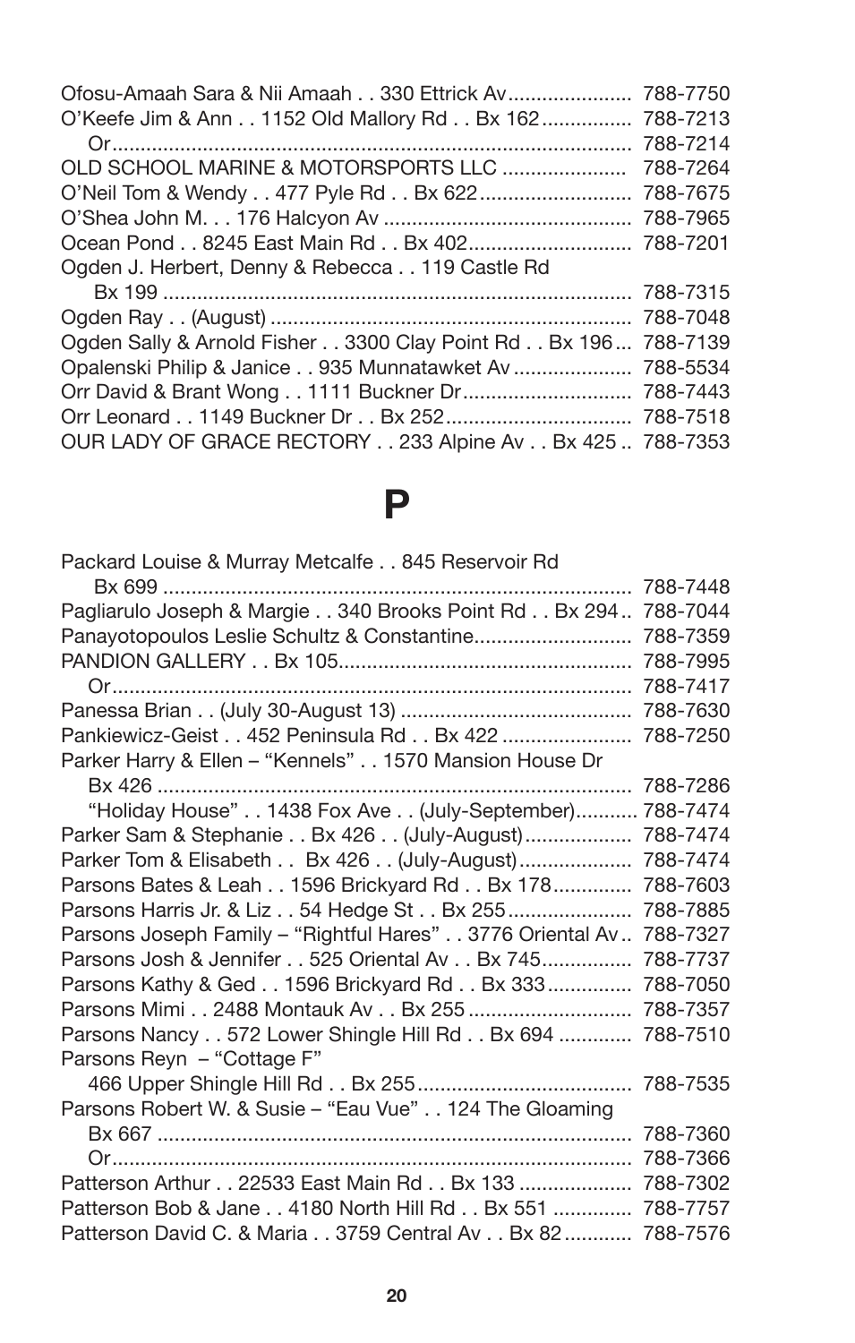Ofosu-Amaah Sara & Nii Amaah . . 330 Ettrick Av...................... 788-7750
O'Keefe Jim & Ann . . 1152 Old Mallory Rd . . Bx 162................ 788-7213
Or........................................................................................... 788-7214
OLD SCHOOL MARINE & MOTORSPORTS LLC ...................... 788-7264
O'Neil Tom & Wendy . . 477 Pyle Rd . . Bx 622........................... 788-7675
O'Shea John M. . . 176 Halcyon Av ............................................ 788-7965
Ocean Pond . . 8245 East Main Rd . . Bx 402............................. 788-7201
Ogden J. Herbert, Denny & Rebecca . . 119 Castle Rd
Bx 199 .................................................................................. 788-7315
Ogden Ray . . (August) ................................................................ 788-7048
Ogden Sally & Arnold Fisher . . 3300 Clay Point Rd . . Bx 196... 788-7139
Opalenski Philip & Janice . . 935 Munnatawket Av ..................... 788-5534
Orr David & Brant Wong . . 1111 Buckner Dr.............................. 788-7443
Orr Leonard . . 1149 Buckner Dr . . Bx 252................................. 788-7518
OUR LADY OF GRACE RECTORY . . 233 Alpine Av . . Bx 425 .. 788-7353

# P

Packard Louise & Murray Metcalfe . . 845 Reservoir Rd
Bx 699 .................................................................................. 788-7448
Pagliarulo Joseph & Margie . . 340 Brooks Point Rd . . Bx 294.. 788-7044
Panayotopoulos Leslie Schultz & Constantine............................ 788-7359
PANDION GALLERY . . Bx 105.................................................... 788-7995
Or........................................................................................... 788-7417
Panessa Brian . . (July 30-August 13) ......................................... 788-7630
Pankiewicz-Geist . . 452 Peninsula Rd . . Bx 422 ....................... 788-7250
Parker Harry & Ellen – "Kennels" . . 1570 Mansion House Dr
Bx 426 .................................................................................... 788-7286
"Holiday House" . . 1438 Fox Ave . . (July-September)........... 788-7474
Parker Sam & Stephanie . . Bx 426 . . (July-August)................... 788-7474
Parker Tom & Elisabeth . . Bx 426 . . (July-August).................... 788-7474
Parsons Bates & Leah . . 1596 Brickyard Rd . . Bx 178.............. 788-7603
Parsons Harris Jr. & Liz . . 54 Hedge St . . Bx 255...................... 788-7885
Parsons Joseph Family – "Rightful Hares" . . 3776 Oriental Av.. 788-7327
Parsons Josh & Jennifer . . 525 Oriental Av . . Bx 745................ 788-7737
Parsons Kathy & Ged . . 1596 Brickyard Rd . . Bx 333............... 788-7050
Parsons Mimi . . 2488 Montauk Av . . Bx 255 ............................. 788-7357
Parsons Nancy . . 572 Lower Shingle Hill Rd . . Bx 694 ............. 788-7510
Parsons Reyn – "Cottage F"
466 Upper Shingle Hill Rd . . Bx 255...................................... 788-7535
Parsons Robert W. & Susie – "Eau Vue" . . 124 The Gloaming
Bx 667 .................................................................................... 788-7360
Or........................................................................................... 788-7366
Patterson Arthur . . 22533 East Main Rd . . Bx 133 .................... 788-7302
Patterson Bob & Jane . . 4180 North Hill Rd . . Bx 551 .............. 788-7757
Patterson David C. & Maria . . 3759 Central Av . . Bx 82............ 788-7576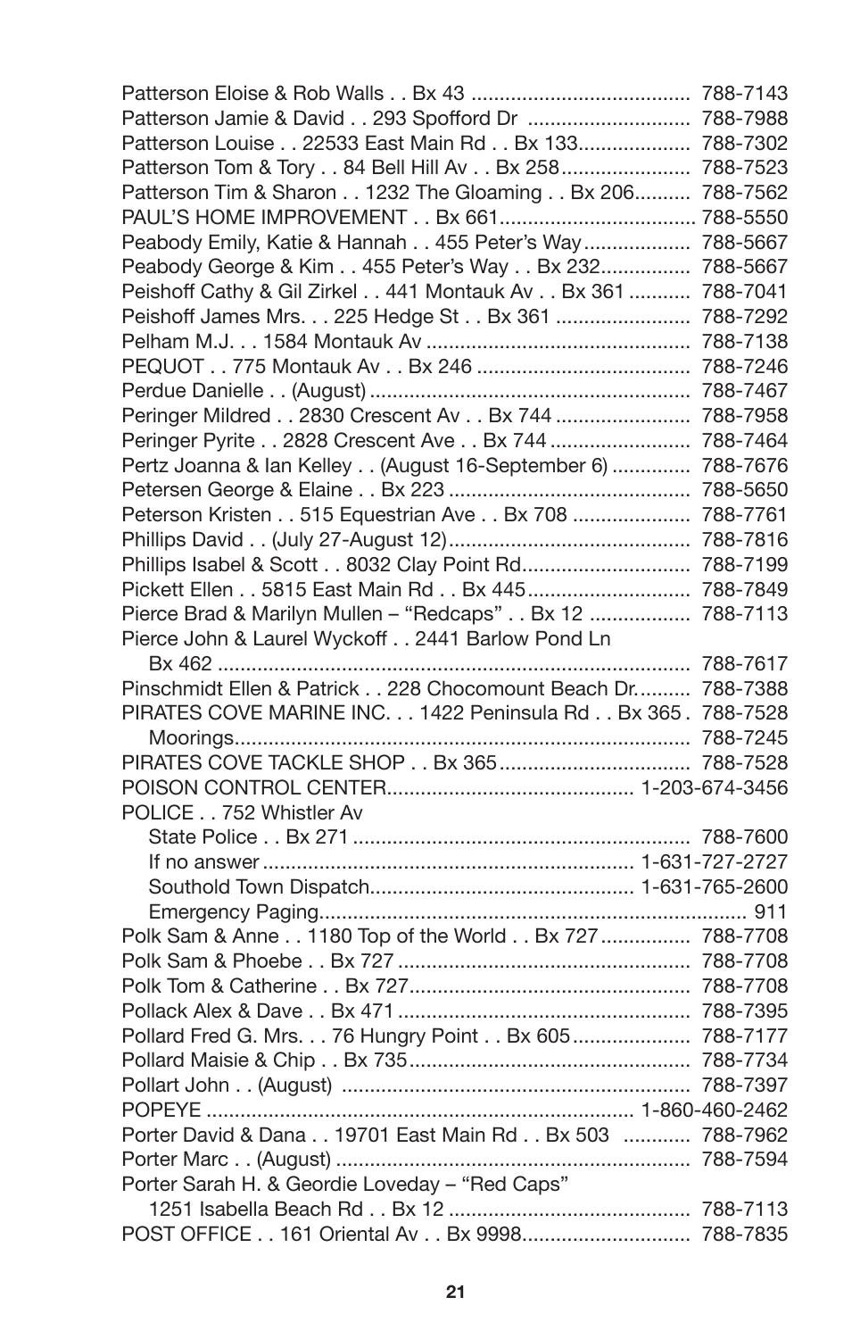Patterson Eloise & Rob Walls . . Bx 43 ........................................ 788-7143
Patterson Jamie & David . . 293 Spofford Dr ............................ 788-7988
Patterson Louise . . 22533 East Main Rd . . Bx 133.................... 788-7302
Patterson Tom & Tory . . 84 Bell Hill Av . . Bx 258....................... 788-7523
Patterson Tim & Sharon . . 1232 The Gloaming . . Bx 206.......... 788-7562
PAUL'S HOME IMPROVEMENT . . Bx 661................................... 788-5550
Peabody Emily, Katie & Hannah . . 455 Peter's Way................... 788-5667
Peabody George & Kim . . 455 Peter's Way . . Bx 232................ 788-5667
Peishoff Cathy & Gil Zirkel . . 441 Montauk Av . . Bx 361 ........... 788-7041
Peishoff James Mrs. . . 225 Hedge St . . Bx 361 ........................ 788-7292
Pelham M.J. . . 1584 Montauk Av ............................................... 788-7138
PEQUOT . . 775 Montauk Av . . Bx 246 ...................................... 788-7246
Perdue Danielle . . (August) ......................................................... 788-7467
Peringer Mildred . . 2830 Crescent Av . . Bx 744 ........................ 788-7958
Peringer Pyrite . . 2828 Crescent Ave . . Bx 744 ......................... 788-7464
Pertz Joanna & Ian Kelley . . (August 16-September 6) ............. 788-7676
Petersen George & Elaine . . Bx 223 ........................................... 788-5650
Peterson Kristen . . 515 Equestrian Ave . . Bx 708 ..................... 788-7761
Phillips David . . (July 27-August 12)........................................... 788-7816
Phillips Isabel & Scott . . 8032 Clay Point Rd.............................. 788-7199
Pickett Ellen . . 5815 East Main Rd . . Bx 445............................. 788-7849
Pierce Brad & Marilyn Mullen – "Redcaps" . . Bx 12 ................. 788-7113
Pierce John & Laurel Wyckoff . . 2441 Barlow Pond Ln
    Bx 462 ................................................................................... 788-7617
Pinschmidt Ellen & Patrick . . 228 Chocomount Beach Dr.......... 788-7388
PIRATES COVE MARINE INC. . . 1422 Peninsula Rd . . Bx 365 . 788-7528
    Moorings................................................................................ 788-7245
PIRATES COVE TACKLE SHOP . . Bx 365 ................................. 788-7528
POISON CONTROL CENTER........................................... 1-203-674-3456
POLICE . . 752 Whistler Av
    State Police . . Bx 271 ........................................................... 788-7600
    If no answer ................................................................ 1-631-727-2727
    Southold Town Dispatch............................................. 1-631-765-2600
    Emergency Paging............................................................................ 911
Polk Sam & Anne . . 1180 Top of the World . . Bx 727 ............... 788-7708
Polk Sam & Phoebe . . Bx 727 .................................................... 788-7708
Polk Tom & Catherine . . Bx 727.................................................. 788-7708
Pollack Alex & Dave . . Bx 471 .................................................... 788-7395
Pollard Fred G. Mrs. . . 76 Hungry Point . . Bx 605..................... 788-7177
Pollard Maisie & Chip . . Bx 735.................................................. 788-7734
Pollart John . . (August) .............................................................. 788-7397
POPEYE ........................................................................... 1-860-460-2462
Porter David & Dana . . 19701 East Main Rd . . Bx 503 ............ 788-7962
Porter Marc . . (August) ............................................................... 788-7594
Porter Sarah H. & Geordie Loveday – "Red Caps"
    1251 Isabella Beach Rd . . Bx 12 ........................................... 788-7113
POST OFFICE . . 161 Oriental Av . . Bx 9998.............................. 788-7835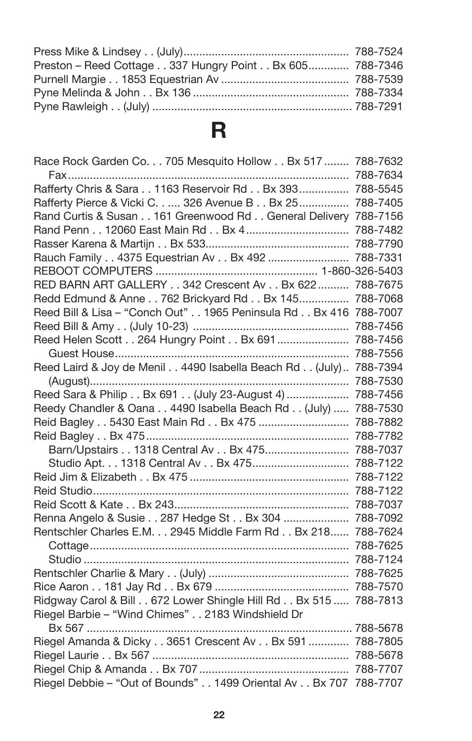Press Mike & Lindsey . . (July).................................................... 788-7524
Preston – Reed Cottage . . 337 Hungry Point . . Bx 605............ 788-7346
Purnell Margie . . 1853 Equestrian Av ........................................ 788-7539
Pyne Melinda & John . . Bx 136 ................................................ 788-7334
Pyne Rawleigh . . (July) ............................................................... 788-7291

# R

Race Rock Garden Co. . . 705 Mesquito Hollow . . Bx 517 ........ 788-7632
Fax......................................................................................... 788-7634
Rafferty Chris & Sara . . 1163 Reservoir Rd . . Bx 393................ 788-5545
Rafferty Pierce & Vicki C. . .... 326 Avenue B . . Bx 25................ 788-7405
Rand Curtis & Susan . . 161 Greenwood Rd . . General Delivery 788-7156
Rand Penn . . 12060 East Main Rd . . Bx 4................................. 788-7482
Rasser Karena & Martijn . . Bx 533............................................. 788-7790
Rauch Family . . 4375 Equestrian Av . . Bx 492 .......................... 788-7331
REBOOT COMPUTERS .................................................. 1-860-326-5403
RED BARN ART GALLERY . . 342 Crescent Av . . Bx 622.......... 788-7675
Redd Edmund & Anne . . 762 Brickyard Rd . . Bx 145................ 788-7068
Reed Bill & Lisa – “Conch Out” . . 1965 Peninsula Rd . . Bx 416 788-7007
Reed Bill & Amy . . (July 10-23) ................................................. 788-7456
Reed Helen Scott . . 264 Hungry Point . . Bx 691....................... 788-7456
Guest House.......................................................................... 788-7556
Reed Laird & Joy de Menil . . 4490 Isabella Beach Rd . . (July).. 788-7394
(August)................................................................................. 788-7530
Reed Sara & Philip . . Bx 691 . . (July 23-August 4).................... 788-7456
Reedy Chandler & Oana . . 4490 Isabella Beach Rd . . (July) ..... 788-7530
Reid Bagley . . 5430 East Main Rd . . Bx 475 ............................ 788-7882
Reid Bagley . . Bx 475................................................................ 788-7782
Barn/Upstairs . . 1318 Central Av . . Bx 475.......................... 788-7037
Studio Apt. . . 1318 Central Av . . Bx 475.............................. 788-7122
Reid Jim & Elizabeth . . Bx 475 .................................................. 788-7122
Reid Studio................................................................................. 788-7122
Reid Scott & Kate . . Bx 243........................................................ 788-7037
Renna Angelo & Susie . . 287 Hedge St . . Bx 304 .................... 788-7092
Rentschler Charles E.M. . . 2945 Middle Farm Rd . . Bx 218...... 788-7624
Cottage.................................................................................. 788-7625
Studio ................................................................................... 788-7124
Rentschler Charlie & Mary . . (July) ............................................ 788-7625
Rice Aaron . . 181 Jay Rd . . Bx 679 .......................................... 788-7570
Ridgway Carol & Bill . . 672 Lower Shingle Hill Rd . . Bx 515 ..... 788-7813
Riegel Barbie – “Wind Chimes” . . 2183 Windshield Dr
Bx 567 .................................................................................... 788-5678
Riegel Amanda & Dicky . . 3651 Crescent Av . . Bx 591 ............ 788-7805
Riegel Laurie . . Bx 567 .............................................................. 788-5678
Riegel Chip & Amanda . . Bx 707 ............................................... 788-7707
Riegel Debbie – “Out of Bounds” . . 1499 Oriental Av . . Bx 707 788-7707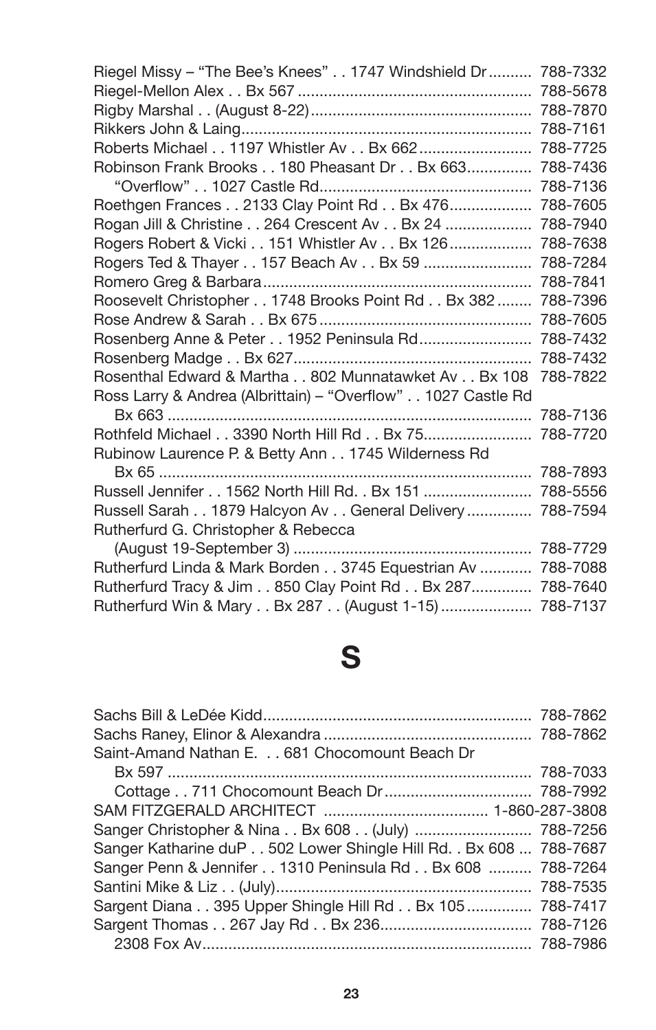Riegel Missy – "The Bee's Knees" . . 1747 Windshield Dr .......... 788-7332
Riegel-Mellon Alex . . Bx 567 ..................................................... 788-5678
Rigby Marshal . . (August 8-22).................................................. 788-7870
Rikkers John & Laing.................................................................. 788-7161
Roberts Michael . . 1197 Whistler Av . . Bx 662.......................... 788-7725
Robinson Frank Brooks . . 180 Pheasant Dr . . Bx 663............... 788-7436
    "Overflow" . . 1027 Castle Rd................................................ 788-7136
Roethgen Frances . . 2133 Clay Point Rd . . Bx 476................... 788-7605
Rogan Jill & Christine . . 264 Crescent Av . . Bx 24 .................... 788-7940
Rogers Robert & Vicki . . 151 Whistler Av . . Bx 126................... 788-7638
Rogers Ted & Thayer . . 157 Beach Av . . Bx 59 ......................... 788-7284
Romero Greg & Barbara.............................................................. 788-7841
Roosevelt Christopher . . 1748 Brooks Point Rd . . Bx 382 ........ 788-7396
Rose Andrew & Sarah . . Bx 675 ................................................. 788-7605
Rosenberg Anne & Peter . . 1952 Peninsula Rd.......................... 788-7432
Rosenberg Madge . . Bx 627....................................................... 788-7432
Rosenthal Edward & Martha . . 802 Munnatawket Av . . Bx 108  788-7822
Ross Larry & Andrea (Albrittain) – "Overflow" . . 1027 Castle Rd
    Bx 663 .................................................................................... 788-7136
Rothfeld Michael . . 3390 North Hill Rd . . Bx 75......................... 788-7720
Rubinow Laurence P. & Betty Ann . . 1745 Wilderness Rd
    Bx 65 ...................................................................................... 788-7893
Russell Jennifer . . 1562 North Hill Rd. . Bx 151 ......................... 788-5556
Russell Sarah . . 1879 Halcyon Av . . General Delivery ............... 788-7594
Rutherfurd G. Christopher & Rebecca
    (August 19-September 3) ....................................................... 788-7729
Rutherfurd Linda & Mark Borden . . 3745 Equestrian Av ............ 788-7088
Rutherfurd Tracy & Jim . . 850 Clay Point Rd . . Bx 287.............. 788-7640
Rutherfurd Win & Mary . . Bx 287 . . (August 1-15) ..................... 788-7137

# S

Sachs Bill & LeDée Kidd.............................................................. 788-7862
Sachs Raney, Elinor & Alexandra ................................................ 788-7862
Saint-Amand Nathan E. . . 681 Chocomount Beach Dr
    Bx 597 .................................................................................... 788-7033
    Cottage . . 711 Chocomount Beach Dr.................................. 788-7992
SAM FITZGERALD ARCHITECT ...................................... 1-860-287-3808
Sanger Christopher & Nina . . Bx 608 . . (July) ........................... 788-7256
Sanger Katharine duP . . 502 Lower Shingle Hill Rd. . Bx 608 ... 788-7687
Sanger Penn & Jennifer . . 1310 Peninsula Rd . . Bx 608 .......... 788-7264
Santini Mike & Liz . . (July)........................................................... 788-7535
Sargent Diana . . 395 Upper Shingle Hill Rd . . Bx 105............... 788-7417
Sargent Thomas . . 267 Jay Rd . . Bx 236................................... 788-7126
    2308 Fox Av............................................................................ 788-7986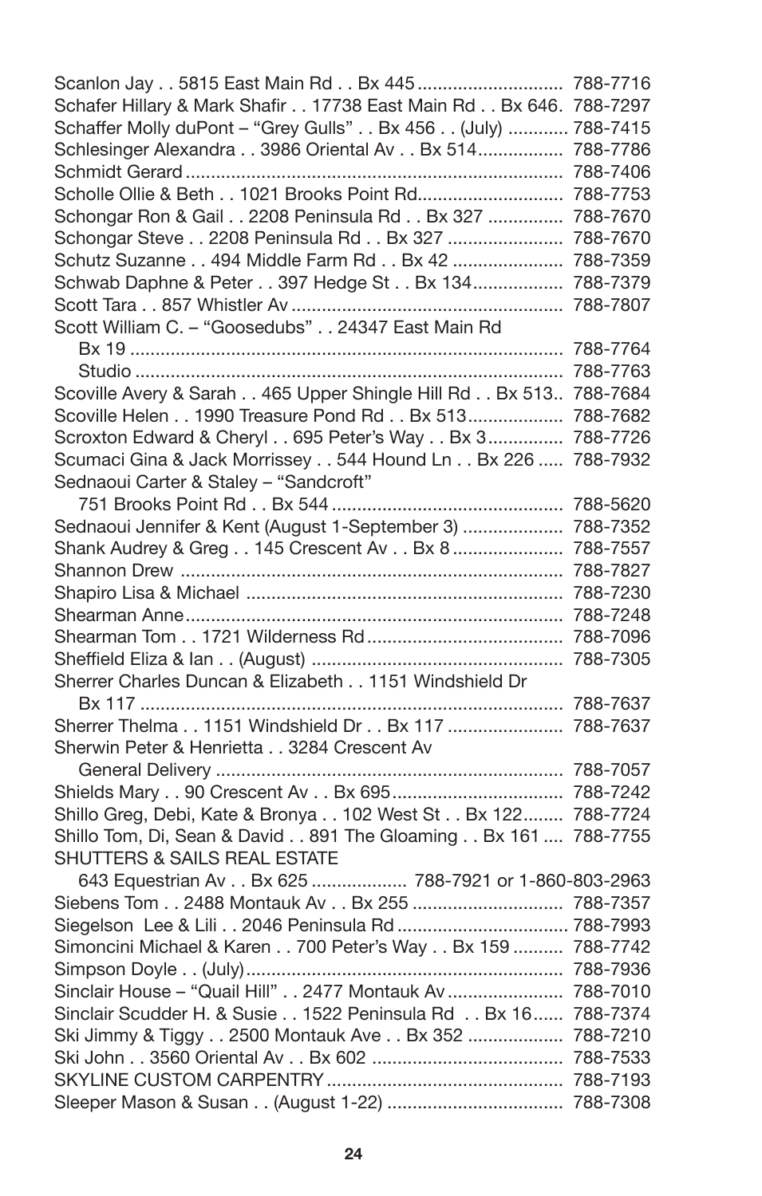Scanlon Jay . . 5815 East Main Rd . . Bx 445 ............................ 788-7716
Schafer Hillary & Mark Shafir . . 17738 East Main Rd . . Bx 646. 788-7297
Schaffer Molly duPont – “Grey Gulls” . . Bx 456 . . (July) ............ 788-7415
Schlesinger Alexandra . . 3986 Oriental Av . . Bx 514................. 788-7786
Schmidt Gerard .......................................................................... 788-7406
Scholle Ollie & Beth . . 1021 Brooks Point Rd............................ 788-7753
Schongar Ron & Gail . . 2208 Peninsula Rd . . Bx 327 ............... 788-7670
Schongar Steve . . 2208 Peninsula Rd . . Bx 327 ....................... 788-7670
Schutz Suzanne . . 494 Middle Farm Rd . . Bx 42 ...................... 788-7359
Schwab Daphne & Peter . . 397 Hedge St . . Bx 134.................. 788-7379
Scott Tara . . 857 Whistler Av ..................................................... 788-7807
Scott William C. – “Goosedubs” . . 24347 East Main Rd
  Bx 19 ..................................................................................... 788-7764
  Studio .................................................................................... 788-7763
Scoville Avery & Sarah . . 465 Upper Shingle Hill Rd . . Bx 513.. 788-7684
Scoville Helen . . 1990 Treasure Pond Rd . . Bx 513................... 788-7682
Scroxton Edward & Cheryl . . 695 Peter’s Way . . Bx 3............... 788-7726
Scumaci Gina & Jack Morrissey . . 544 Hound Ln . . Bx 226 ..... 788-7932
Sednaoui Carter & Staley – “Sandcroft”
  751 Brooks Point Rd . . Bx 544 ............................................. 788-5620
Sednaoui Jennifer & Kent (August 1-September 3) .................... 788-7352
Shank Audrey & Greg . . 145 Crescent Av . . Bx 8 ..................... 788-7557
Shannon Drew ........................................................................... 788-7827
Shapiro Lisa & Michael .............................................................. 788-7230
Shearman Anne.......................................................................... 788-7248
Shearman Tom . . 1721 Wilderness Rd ...................................... 788-7096
Sheffield Eliza & Ian . . (August) ................................................. 788-7305
Sherrer Charles Duncan & Elizabeth . . 1151 Windshield Dr
  Bx 117 ................................................................................... 788-7637
Sherrer Thelma . . 1151 Windshield Dr . . Bx 117 ...................... 788-7637
Sherwin Peter & Henrietta . . 3284 Crescent Av
  General Delivery .................................................................... 788-7057
Shields Mary . . 90 Crescent Av . . Bx 695................................. 788-7242
Shillo Greg, Debi, Kate & Bronya . . 102 West St . . Bx 122........ 788-7724
Shillo Tom, Di, Sean & David . . 891 The Gloaming . . Bx 161 .... 788-7755
SHUTTERS & SAILS REAL ESTATE
  643 Equestrian Av . . Bx 625 ................... 788-7921 or 1-860-803-2963
Siebens Tom . . 2488 Montauk Av . . Bx 255 ............................. 788-7357
Siegelson Lee & Lili . . 2046 Peninsula Rd ................................. 788-7993
Simoncini Michael & Karen . . 700 Peter’s Way . . Bx 159 .......... 788-7742
Simpson Doyle . . (July).............................................................. 788-7936
Sinclair House – “Quail Hill” . . 2477 Montauk Av ....................... 788-7010
Sinclair Scudder H. & Susie . . 1522 Peninsula Rd . . Bx 16...... 788-7374
Ski Jimmy & Tiggy . . 2500 Montauk Ave . . Bx 352 ................... 788-7210
Ski John . . 3560 Oriental Av . . Bx 602 ...................................... 788-7533
SKYLINE CUSTOM CARPENTRY .............................................. 788-7193
Sleeper Mason & Susan . . (August 1-22) ................................... 788-7308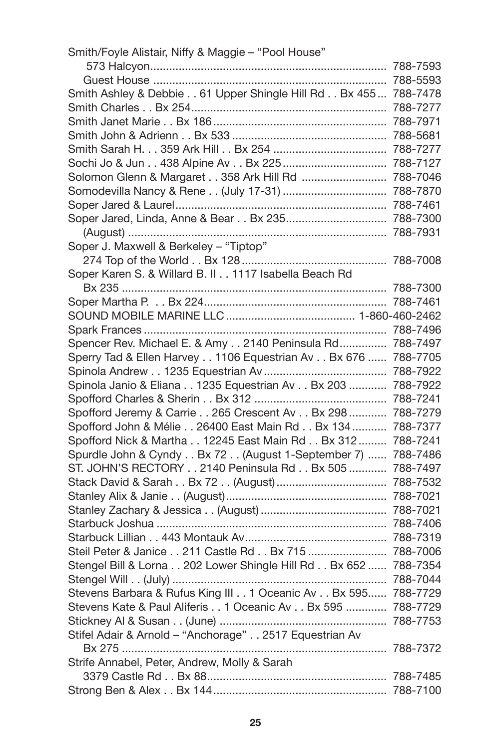Smith/Foyle Alistair, Niffy & Maggie – "Pool House"
573 Halcyon.......................................................................... 788-7593
Guest House .......................................................................... 788-5593
Smith Ashley & Debbie . . 61 Upper Shingle Hill Rd . . Bx 455... 788-7478
Smith Charles . . Bx 254.............................................................. 788-7277
Smith Janet Marie . . Bx 186....................................................... 788-7971
Smith John & Adrienn . . Bx 533 ................................................. 788-5681
Smith Sarah H. . . 359 Ark Hill . . Bx 254 .................................... 788-7277
Sochi Jo & Jun . . 438 Alpine Av . . Bx 225................................. 788-7127
Solomon Glenn & Margaret . . 358 Ark Hill Rd ........................... 788-7046
Somodevilla Nancy & Rene . . (July 17-31) ................................. 788-7870
Soper Jared & Laurel................................................................... 788-7461
Soper Jared, Linda, Anne & Bear . . Bx 235................................ 788-7300
(August) ...................................................................................... 788-7931
Soper J. Maxwell & Berkeley – "Tiptop"
274 Top of the World . . Bx 128.............................................. 788-7008
Soper Karen S. & Willard B. II . . 1117 Isabella Beach Rd
Bx 235 ...................................................................................... 788-7300
Soper Martha P. . . Bx 224.......................................................... 788-7461
SOUND MOBILE MARINE LLC......................................... 1-860-460-2462
Spark Frances ............................................................................. 788-7496
Spencer Rev. Michael E. & Amy . . 2140 Peninsula Rd............... 788-7497
Sperry Tad & Ellen Harvey . . 1106 Equestrian Av . . Bx 676 ...... 788-7705
Spinola Andrew . . 1235 Equestrian Av....................................... 788-7922
Spinola Janio & Eliana . . 1235 Equestrian Av . . Bx 203 ............ 788-7922
Spofford Charles & Sherin . . Bx 312 .......................................... 788-7241
Spofford Jeremy & Carrie . . 265 Crescent Av . . Bx 298............ 788-7279
Spofford John & Mélie . . 26400 East Main Rd . . Bx 134........... 788-7377
Spofford Nick & Martha . . 12245 East Main Rd . . Bx 312......... 788-7241
Spurdle John & Cyndy . . Bx 72 . . (August 1-September 7) ...... 788-7486
ST. JOHN'S RECTORY . . 2140 Peninsula Rd . . Bx 505 ............ 788-7497
Stack David & Sarah . . Bx 72 . . (August)................................... 788-7532
Stanley Alix & Janie . . (August)................................................... 788-7021
Stanley Zachary & Jessica . . (August)........................................ 788-7021
Starbuck Joshua ......................................................................... 788-7406
Starbuck Lillian . . 443 Montauk Av............................................. 788-7319
Steil Peter & Janice . . 211 Castle Rd . . Bx 715......................... 788-7006
Stengel Bill & Lorna . . 202 Lower Shingle Hill Rd . . Bx 652 ...... 788-7354
Stengel Will . . (July) .................................................................... 788-7044
Stevens Barbara & Rufus King III . . 1 Oceanic Av . . Bx 595...... 788-7729
Stevens Kate & Paul Aliferis . . 1 Oceanic Av . . Bx 595 ............. 788-7729
Stickney Al & Susan . . (June) ..................................................... 788-7753
Stifel Adair & Arnold – "Anchorage" . . 2517 Equestrian Av
Bx 275 ...................................................................................... 788-7372
Strife Annabel, Peter, Andrew, Molly & Sarah
3379 Castle Rd . . Bx 88......................................................... 788-7485
Strong Ben & Alex . . Bx 144....................................................... 788-7100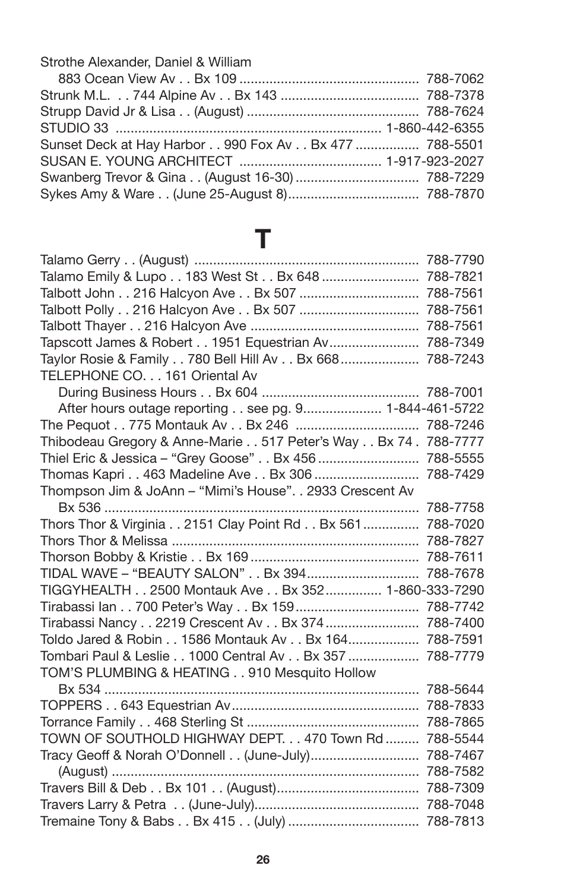Strothe Alexander, Daniel & William
    883 Ocean View Av . . Bx 109 ................................................ 788-7062
Strunk M.L. . . 744 Alpine Av . . Bx 143 ..................................... 788-7378
Strupp David Jr & Lisa . . (August) .............................................. 788-7624
STUDIO 33 ...................................................................... 1-860-442-6355
Sunset Deck at Hay Harbor . . 990 Fox Av . . Bx 477 ................. 788-5501
SUSAN E. YOUNG ARCHITECT ...................................... 1-917-923-2027
Swanberg Trevor & Gina . . (August 16-30) ................................. 788-7229
Sykes Amy & Ware . . (June 25-August 8)................................... 788-7870

# T

Talamo Gerry . . (August) ............................................................ 788-7790
Talamo Emily & Lupo . . 183 West St . . Bx 648 .......................... 788-7821
Talbott John . . 216 Halcyon Ave . . Bx 507 ................................ 788-7561
Talbott Polly . . 216 Halcyon Ave . . Bx 507 ................................ 788-7561
Talbott Thayer . . 216 Halcyon Ave ............................................. 788-7561
Tapscott James & Robert . . 1951 Equestrian Av........................ 788-7349
Taylor Rosie & Family . . 780 Bell Hill Av . . Bx 668..................... 788-7243
TELEPHONE CO. . . 161 Oriental Av
    During Business Hours . . Bx 604 .......................................... 788-7001
    After hours outage reporting . . see pg. 9..................... 1-844-461-5722
The Pequot . . 775 Montauk Av . . Bx 246 ................................. 788-7246
Thibodeau Gregory & Anne-Marie . . 517 Peter's Way . . Bx 74 . 788-7777
Thiel Eric & Jessica – "Grey Goose" . . Bx 456 ........................... 788-5555
Thomas Kapri . . 463 Madeline Ave . . Bx 306 ............................ 788-7429
Thompson Jim & JoAnn – "Mimi's House". . 2933 Crescent Av
    Bx 536 .................................................................................... 788-7758
Thors Thor & Virginia . . 2151 Clay Point Rd . . Bx 561............... 788-7020
Thors Thor & Melissa .................................................................. 788-7827
Thorson Bobby & Kristie . . Bx 169 ............................................. 788-7611
TIDAL WAVE – "BEAUTY SALON" . . Bx 394.............................. 788-7678
TIGGYHEALTH . . 2500 Montauk Ave . . Bx 352.............. 1-860-333-7290
Tirabassi Ian . . 700 Peter's Way . . Bx 159................................. 788-7742
Tirabassi Nancy . . 2219 Crescent Av . . Bx 374 ......................... 788-7400
Toldo Jared & Robin . . 1586 Montauk Av . . Bx 164................... 788-7591
Tombari Paul & Leslie . . 1000 Central Av . . Bx 357 ................... 788-7779
TOM'S PLUMBING & HEATING . . 910 Mesquito Hollow
    Bx 534 .................................................................................... 788-5644
TOPPERS . . 643 Equestrian Av................................................... 788-7833
Torrance Family . . 468 Sterling St .............................................. 788-7865
TOWN OF SOUTHOLD HIGHWAY DEPT. . . 470 Town Rd ......... 788-5544
Tracy Geoff & Norah O'Donnell . . (June-July)............................. 788-7467
    (August) ................................................................................. 788-7582
Travers Bill & Deb . . Bx 101 . . (August)...................................... 788-7309
Travers Larry & Petra . . (June-July)............................................ 788-7048
Tremaine Tony & Babs . . Bx 415 . . (July) ................................... 788-7813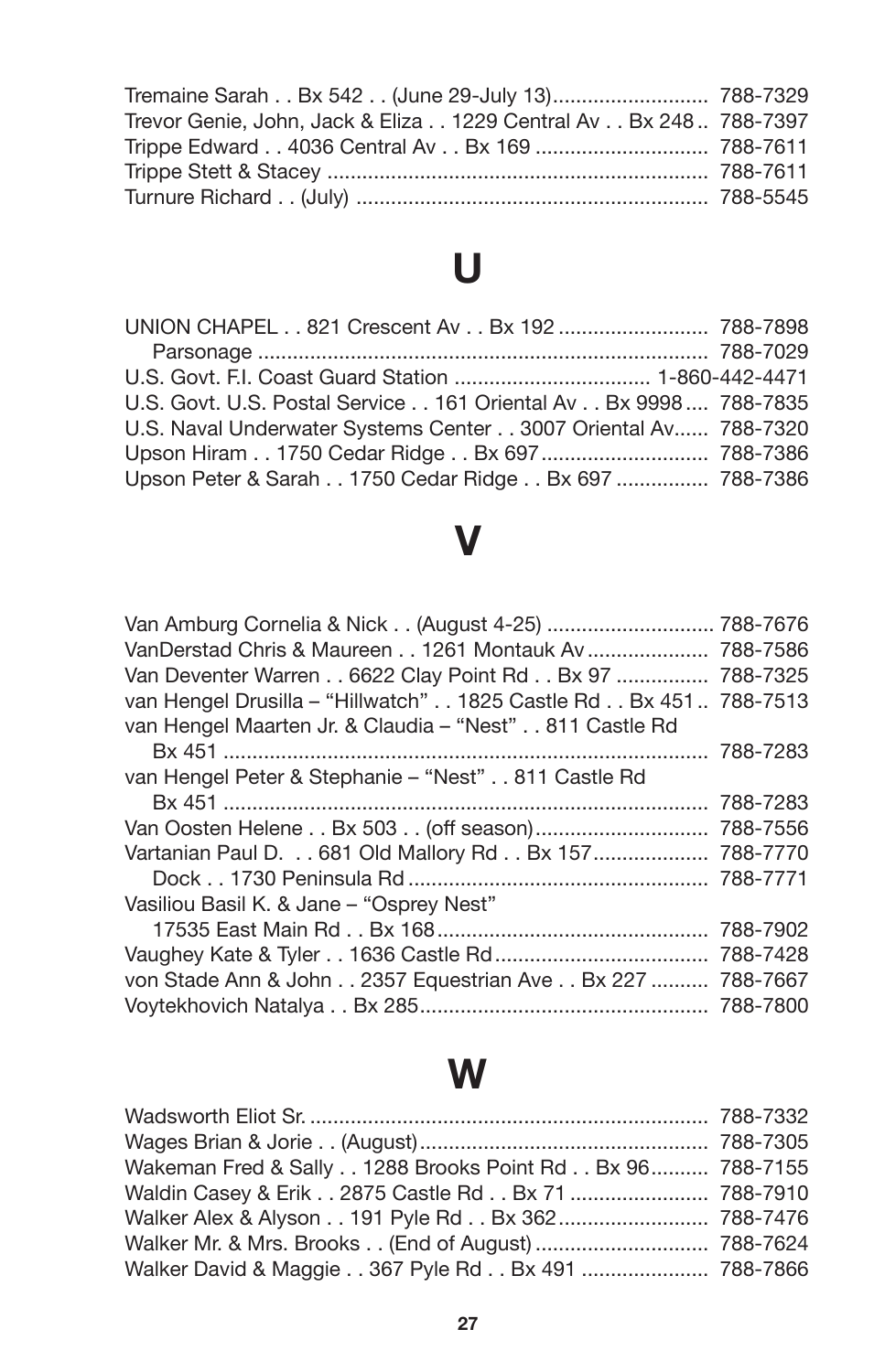Tremaine Sarah . . Bx 542 . . (June 29-July 13).......................... 788-7329
Trevor Genie, John, Jack & Eliza . . 1229 Central Av . . Bx 248.. 788-7397
Trippe Edward . . 4036 Central Av . . Bx 169 ............................. 788-7611
Trippe Stett & Stacey ................................................................. 788-7611
Turnure Richard . . (July) ............................................................ 788-5545

# U

UNION CHAPEL . . 821 Crescent Av . . Bx 192 .......................... 788-7898
Parsonage ............................................................................. 788-7029
U.S. Govt. F.I. Coast Guard Station .................................. 1-860-442-4471
U.S. Govt. U.S. Postal Service . . 161 Oriental Av . . Bx 9998.... 788-7835
U.S. Naval Underwater Systems Center . . 3007 Oriental Av...... 788-7320
Upson Hiram . . 1750 Cedar Ridge . . Bx 697............................ 788-7386
Upson Peter & Sarah . . 1750 Cedar Ridge . . Bx 697 ................ 788-7386

# V

Van Amburg Cornelia & Nick . . (August 4-25) ............................. 788-7676
VanDerstad Chris & Maureen . . 1261 Montauk Av..................... 788-7586
Van Deventer Warren . . 6622 Clay Point Rd . . Bx 97 ................ 788-7325
van Hengel Drusilla – "Hillwatch" . . 1825 Castle Rd . . Bx 451.. 788-7513
van Hengel Maarten Jr. & Claudia – "Nest" . . 811 Castle Rd
Bx 451 .................................................................................. 788-7283
van Hengel Peter & Stephanie – "Nest" . . 811 Castle Rd
Bx 451 .................................................................................. 788-7283
Van Oosten Helene . . Bx 503 . . (off season).............................. 788-7556
Vartanian Paul D. . . 681 Old Mallory Rd . . Bx 157.................... 788-7770
Dock . . 1730 Peninsula Rd .................................................... 788-7771
Vasiliou Basil K. & Jane – "Osprey Nest"
17535 East Main Rd . . Bx 168............................................... 788-7902
Vaughey Kate & Tyler . . 1636 Castle Rd..................................... 788-7428
von Stade Ann & John . . 2357 Equestrian Ave . . Bx 227 .......... 788-7667
Voytekhovich Natalya . . Bx 285................................................. 788-7800

# W

Wadsworth Eliot Sr. ..................................................................... 788-7332
Wages Brian & Jorie . . (August).................................................. 788-7305
Wakeman Fred & Sally . . 1288 Brooks Point Rd . . Bx 96.......... 788-7155
Waldin Casey & Erik . . 2875 Castle Rd . . Bx 71 ........................ 788-7910
Walker Alex & Alyson . . 191 Pyle Rd . . Bx 362.......................... 788-7476
Walker Mr. & Mrs. Brooks . . (End of August) .............................. 788-7624
Walker David & Maggie . . 367 Pyle Rd . . Bx 491 ...................... 788-7866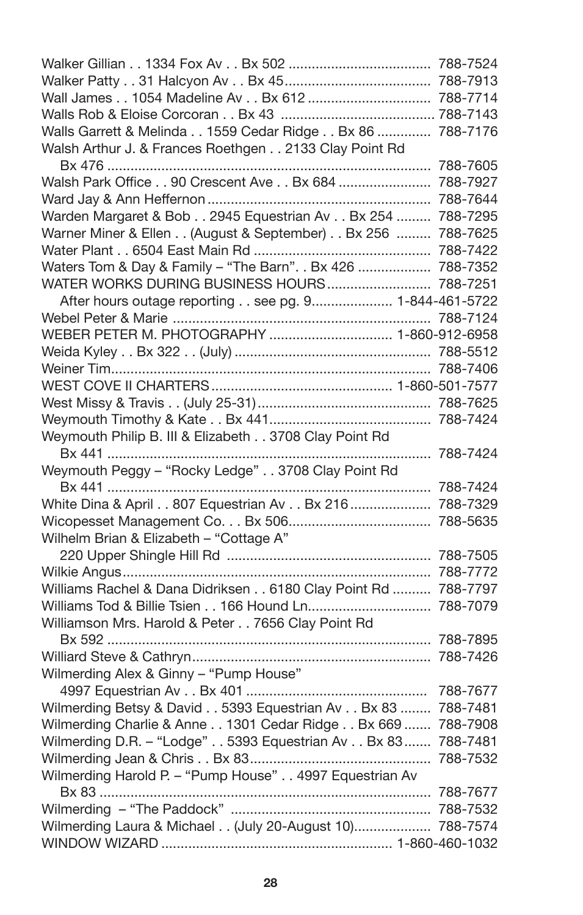Walker Gillian . . 1334 Fox Av . . Bx 502 ..................................... 788-7524
Walker Patty . . 31 Halcyon Av . . Bx 45...................................... 788-7913
Wall James . . 1054 Madeline Av . . Bx 612 ................................ 788-7714
Walls Rob & Eloise Corcoran . . Bx 43 ........................................ 788-7143
Walls Garrett & Melinda . . 1559 Cedar Ridge . . Bx 86 .............. 788-7176
Walsh Arthur J. & Frances Roethgen . . 2133 Clay Point Rd
    Bx 476 ..................................................................................... 788-7605
Walsh Park Office . . 90 Crescent Ave . . Bx 684 ........................ 788-7927
Ward Jay & Ann Heffernon .......................................................... 788-7644
Warden Margaret & Bob . . 2945 Equestrian Av . . Bx 254 ......... 788-7295
Warner Miner & Ellen . . (August & September) . . Bx 256 ......... 788-7625
Water Plant . . 6504 East Main Rd .............................................. 788-7422
Waters Tom & Day & Family – "The Barn". . Bx 426 ................... 788-7352
WATER WORKS DURING BUSINESS HOURS........................... 788-7251
    After hours outage reporting . . see pg. 9..................... 1-844-461-5722
Webel Peter & Marie ................................................................... 788-7124
WEBER PETER M. PHOTOGRAPHY ................................ 1-860-912-6958
Weida Kyley . . Bx 322 . . (July) ................................................... 788-5512
Weiner Tim................................................................................... 788-7406
WEST COVE II CHARTERS.............................................. 1-860-501-7577
West Missy & Travis . . (July 25-31)............................................. 788-7625
Weymouth Timothy & Kate . . Bx 441.......................................... 788-7424
Weymouth Philip B. III & Elizabeth . . 3708 Clay Point Rd
    Bx 441 ..................................................................................... 788-7424
Weymouth Peggy – "Rocky Ledge" . . 3708 Clay Point Rd
    Bx 441 ..................................................................................... 788-7424
White Dina & April . . 807 Equestrian Av . . Bx 216..................... 788-7329
Wicopesset Management Co. . . Bx 506..................................... 788-5635
Wilhelm Brian & Elizabeth – "Cottage A"
    220 Upper Shingle Hill Rd ..................................................... 788-7505
Wilkie Angus................................................................................ 788-7772
Williams Rachel & Dana Didriksen . . 6180 Clay Point Rd .......... 788-7797
Williams Tod & Billie Tsien . . 166 Hound Ln................................ 788-7079
Williamson Mrs. Harold & Peter . . 7656 Clay Point Rd
    Bx 592 ..................................................................................... 788-7895
Williard Steve & Cathryn.............................................................. 788-7426
Wilmerding Alex & Ginny – "Pump House"
    4997 Equestrian Av . . Bx 401 ............................................... 788-7677
Wilmerding Betsy & David . . 5393 Equestrian Av . . Bx 83 ........ 788-7481
Wilmerding Charlie & Anne . . 1301 Cedar Ridge . . Bx 669 ....... 788-7908
Wilmerding D.R. – "Lodge" . . 5393 Equestrian Av . . Bx 83....... 788-7481
Wilmerding Jean & Chris . . Bx 83............................................... 788-7532
Wilmerding Harold P. – "Pump House" . . 4997 Equestrian Av
    Bx 83 ....................................................................................... 788-7677
Wilmerding – "The Paddock" .................................................... 788-7532
Wilmerding Laura & Michael . . (July 20-August 10).................... 788-7574
WINDOW WIZARD ........................................................... 1-860-460-1032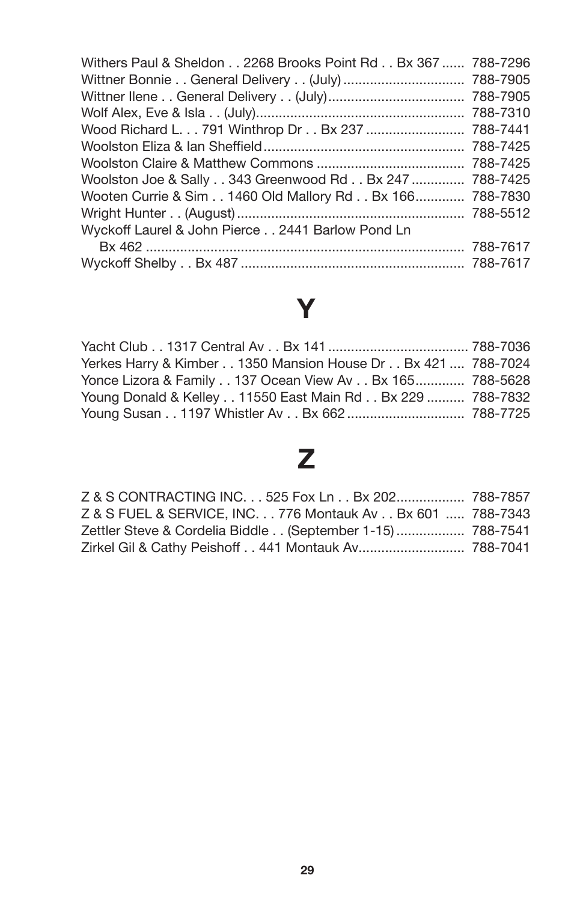Withers Paul & Sheldon . . 2268 Brooks Point Rd . . Bx 367 ...... 788-7296
Wittner Bonnie . . General Delivery . . (July) ................................ 788-7905
Wittner Ilene . . General Delivery . . (July).................................... 788-7905
Wolf Alex, Eve & Isla . . (July)....................................................... 788-7310
Wood Richard L. . . 791 Winthrop Dr . . Bx 237 .......................... 788-7441
Woolston Eliza & Ian Sheffield..................................................... 788-7425
Woolston Claire & Matthew Commons ....................................... 788-7425
Woolston Joe & Sally . . 343 Greenwood Rd . . Bx 247 ............. 788-7425
Wooten Currie & Sim . . 1460 Old Mallory Rd . . Bx 166............. 788-7830
Wright Hunter . . (August)............................................................ 788-5512
Wyckoff Laurel & John Pierce . . 2441 Barlow Pond Ln
Bx 462 .................................................................................... 788-7617
Wyckoff Shelby . . Bx 487 ........................................................... 788-7617

# Y

Yacht Club . . 1317 Central Av . . Bx 141 ..................................... 788-7036
Yerkes Harry & Kimber . . 1350 Mansion House Dr . . Bx 421 .... 788-7024
Yonce Lizora & Family . . 137 Ocean View Av . . Bx 165............. 788-5628
Young Donald & Kelley . . 11550 East Main Rd . . Bx 229 .......... 788-7832
Young Susan . . 1197 Whistler Av . . Bx 662 ............................... 788-7725

# Z

Z & S CONTRACTING INC. . . 525 Fox Ln . . Bx 202.................. 788-7857
Z & S FUEL & SERVICE, INC. . . 776 Montauk Av . . Bx 601 ..... 788-7343
Zettler Steve & Cordelia Biddle . . (September 1-15) .................. 788-7541
Zirkel Gil & Cathy Peishoff . . 441 Montauk Av............................ 788-7041